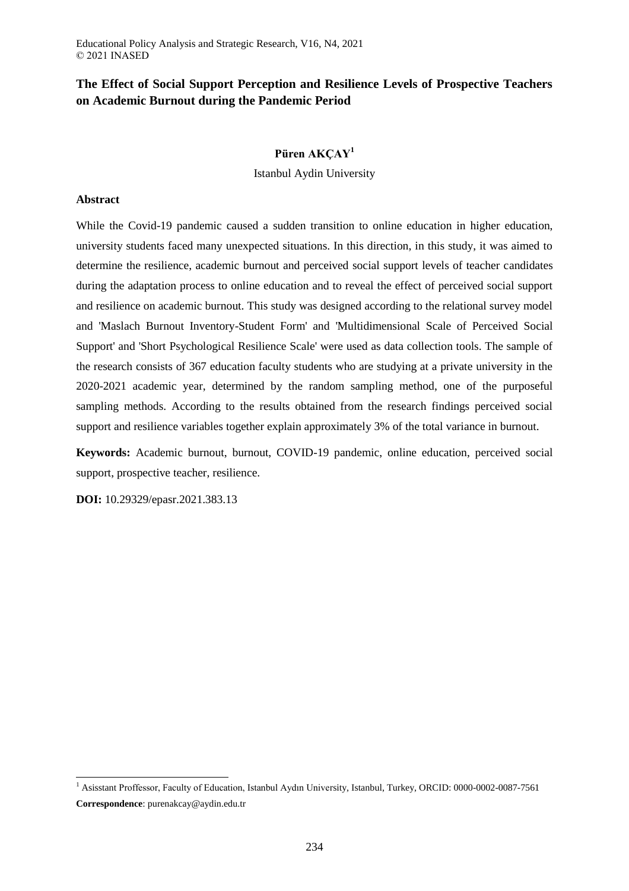# The Effect of Social Support Perception and Resilience Levels of Prospective Teachers on Academic Burnout during the Pandemic Period

**Püren AKÇAY**[1]

Istanbul Aydin University

## Abstract

While the Covid-19 pandemic caused a sudden transition to online education in higher education, university students faced many unexpected situations. In this direction, in this study, it was aimed to determine the resilience, academic burnout and perceived social support levels of teacher candidates during the adaptation process to online education and to reveal the effect of perceived social support and resilience on academic burnout. This study was designed according to the relational survey model and 'Maslach Burnout Inventory-Student Form' and 'Multidimensional Scale of Perceived Social Support' and 'Short Psychological Resilience Scale' were used as data collection tools. The sample of the research consists of 367 education faculty students who are studying at a private university in the 2020-2021 academic year, determined by the random sampling method, one of the purposeful sampling methods. According to the results obtained from the research findings perceived social support and resilience variables together explain approximately 3% of the total variance in burnout.

**Keywords:** Academic burnout, burnout, COVID-19 pandemic, online education, perceived social support, prospective teacher, resilience.

**DOI:** 10.29329/epasr.2021.383.13

---

[1] Asisstant Proffessor, Faculty of Education, Istanbul Aydın University, Istanbul, Turkey, ORCID: 0000-0002-0087-7561

**Correspondence**: purenakcay@aydin.edu.tr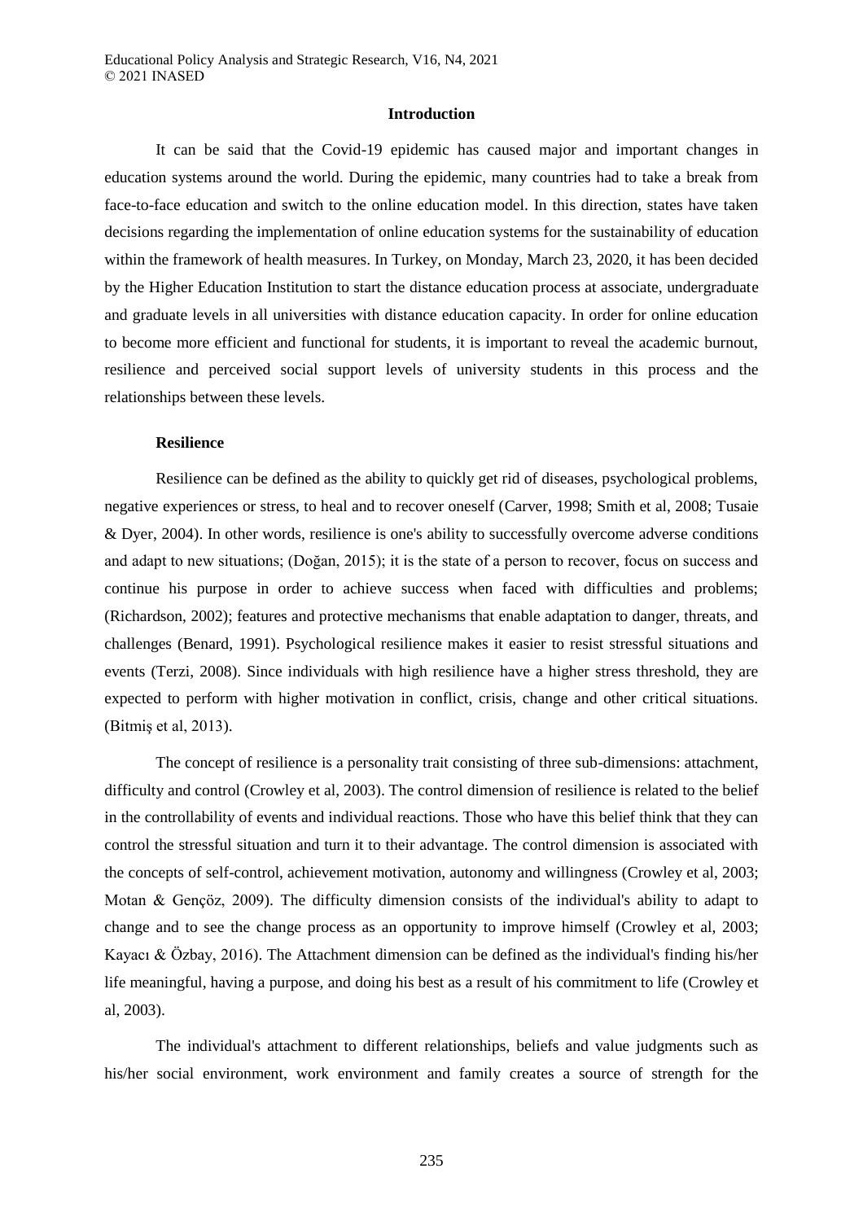## Introduction

It can be said that the Covid-19 epidemic has caused major and important changes in education systems around the world. During the epidemic, many countries had to take a break from face-to-face education and switch to the online education model. In this direction, states have taken decisions regarding the implementation of online education systems for the sustainability of education within the framework of health measures. In Turkey, on Monday, March 23, 2020, it has been decided by the Higher Education Institution to start the distance education process at associate, undergraduate and graduate levels in all universities with distance education capacity. In order for online education to become more efficient and functional for students, it is important to reveal the academic burnout, resilience and perceived social support levels of university students in this process and the relationships between these levels.

### Resilience

Resilience can be defined as the ability to quickly get rid of diseases, psychological problems, negative experiences or stress, to heal and to recover oneself (Carver, 1998; Smith et al, 2008; Tusaie & Dyer, 2004). In other words, resilience is one's ability to successfully overcome adverse conditions and adapt to new situations; (Doğan, 2015); it is the state of a person to recover, focus on success and continue his purpose in order to achieve success when faced with difficulties and problems; (Richardson, 2002); features and protective mechanisms that enable adaptation to danger, threats, and challenges (Benard, 1991). Psychological resilience makes it easier to resist stressful situations and events (Terzi, 2008). Since individuals with high resilience have a higher stress threshold, they are expected to perform with higher motivation in conflict, crisis, change and other critical situations. (Bitmiş et al, 2013).

The concept of resilience is a personality trait consisting of three sub-dimensions: attachment, difficulty and control (Crowley et al, 2003). The control dimension of resilience is related to the belief in the controllability of events and individual reactions. Those who have this belief think that they can control the stressful situation and turn it to their advantage. The control dimension is associated with the concepts of self-control, achievement motivation, autonomy and willingness (Crowley et al, 2003; Motan & Gençöz, 2009). The difficulty dimension consists of the individual's ability to adapt to change and to see the change process as an opportunity to improve himself (Crowley et al, 2003; Kayacı & Özbay, 2016). The Attachment dimension can be defined as the individual's finding his/her life meaningful, having a purpose, and doing his best as a result of his commitment to life (Crowley et al, 2003).

The individual's attachment to different relationships, beliefs and value judgments such as his/her social environment, work environment and family creates a source of strength for the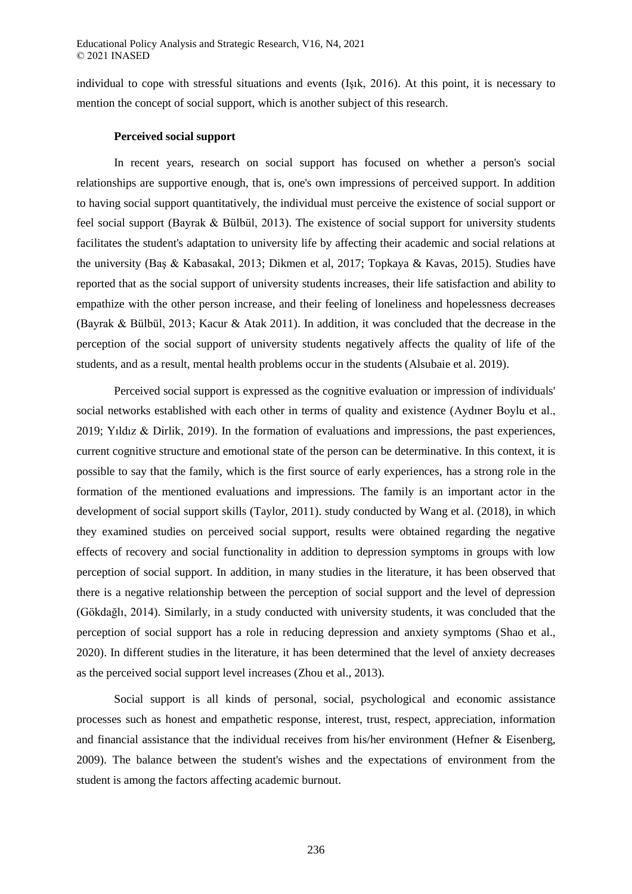individual to cope with stressful situations and events (Işık, 2016). At this point, it is necessary to mention the concept of social support, which is another subject of this research.

**Perceived social support**

In recent years, research on social support has focused on whether a person's social relationships are supportive enough, that is, one's own impressions of perceived support. In addition to having social support quantitatively, the individual must perceive the existence of social support or feel social support (Bayrak & Bülbül, 2013). The existence of social support for university students facilitates the student's adaptation to university life by affecting their academic and social relations at the university (Baş & Kabasakal, 2013; Dikmen et al, 2017; Topkaya & Kavas, 2015). Studies have reported that as the social support of university students increases, their life satisfaction and ability to empathize with the other person increase, and their feeling of loneliness and hopelessness decreases (Bayrak & Bülbül, 2013; Kacur & Atak 2011). In addition, it was concluded that the decrease in the perception of the social support of university students negatively affects the quality of life of the students, and as a result, mental health problems occur in the students (Alsubaie et al. 2019).

Perceived social support is expressed as the cognitive evaluation or impression of individuals' social networks established with each other in terms of quality and existence (Aydıner Boylu et al., 2019; Yıldız & Dirlik, 2019). In the formation of evaluations and impressions, the past experiences, current cognitive structure and emotional state of the person can be determinative. In this context, it is possible to say that the family, which is the first source of early experiences, has a strong role in the formation of the mentioned evaluations and impressions. The family is an important actor in the development of social support skills (Taylor, 2011). study conducted by Wang et al. (2018), in which they examined studies on perceived social support, results were obtained regarding the negative effects of recovery and social functionality in addition to depression symptoms in groups with low perception of social support. In addition, in many studies in the literature, it has been observed that there is a negative relationship between the perception of social support and the level of depression (Gökdağlı, 2014). Similarly, in a study conducted with university students, it was concluded that the perception of social support has a role in reducing depression and anxiety symptoms (Shao et al., 2020). In different studies in the literature, it has been determined that the level of anxiety decreases as the perceived social support level increases (Zhou et al., 2013).

Social support is all kinds of personal, social, psychological and economic assistance processes such as honest and empathetic response, interest, trust, respect, appreciation, information and financial assistance that the individual receives from his/her environment (Hefner & Eisenberg, 2009). The balance between the student's wishes and the expectations of environment from the student is among the factors affecting academic burnout.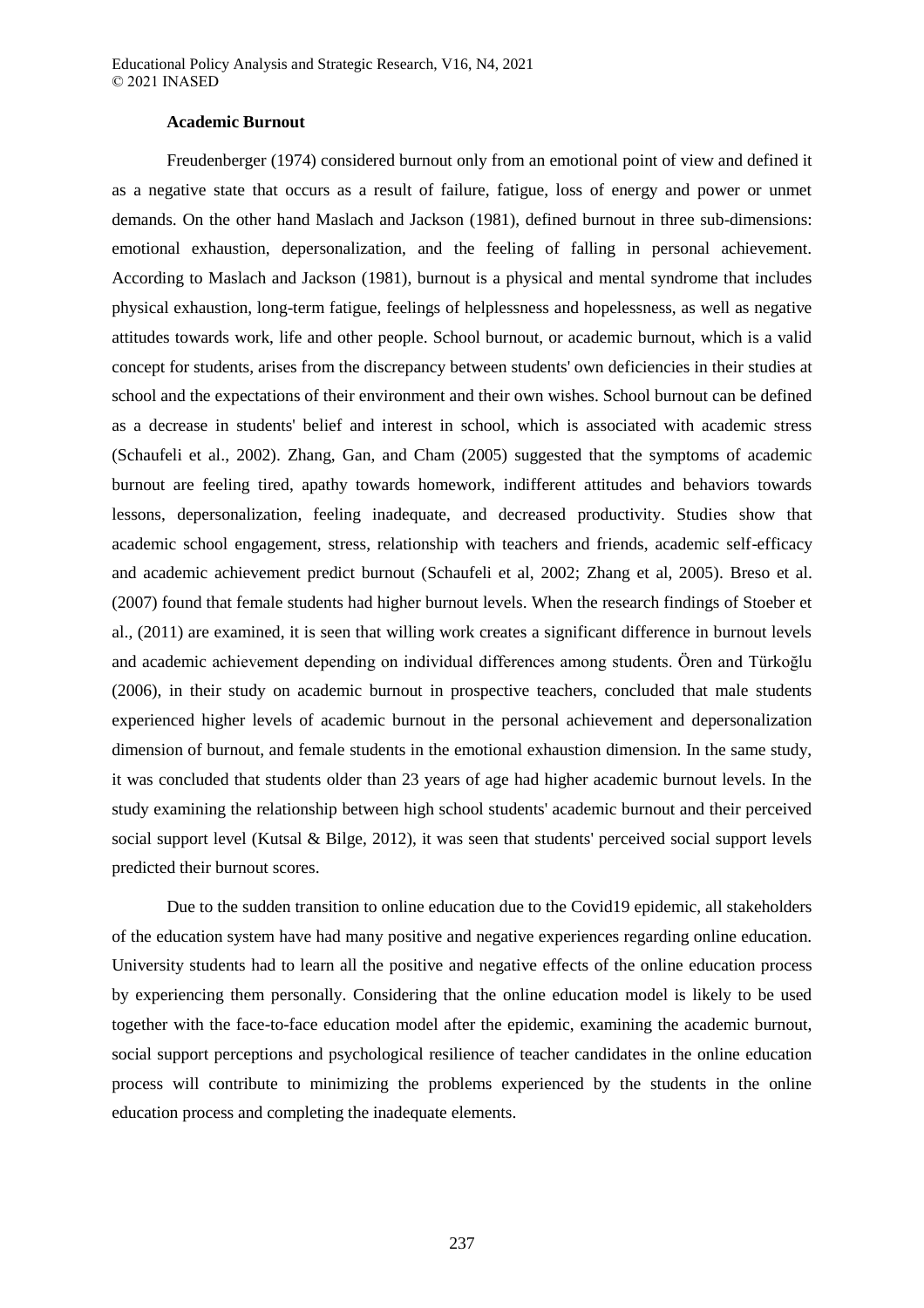### Academic Burnout

Freudenberger (1974) considered burnout only from an emotional point of view and defined it as a negative state that occurs as a result of failure, fatigue, loss of energy and power or unmet demands. On the other hand Maslach and Jackson (1981), defined burnout in three sub-dimensions: emotional exhaustion, depersonalization, and the feeling of falling in personal achievement. According to Maslach and Jackson (1981), burnout is a physical and mental syndrome that includes physical exhaustion, long-term fatigue, feelings of helplessness and hopelessness, as well as negative attitudes towards work, life and other people. School burnout, or academic burnout, which is a valid concept for students, arises from the discrepancy between students' own deficiencies in their studies at school and the expectations of their environment and their own wishes. School burnout can be defined as a decrease in students' belief and interest in school, which is associated with academic stress (Schaufeli et al., 2002). Zhang, Gan, and Cham (2005) suggested that the symptoms of academic burnout are feeling tired, apathy towards homework, indifferent attitudes and behaviors towards lessons, depersonalization, feeling inadequate, and decreased productivity. Studies show that academic school engagement, stress, relationship with teachers and friends, academic self-efficacy and academic achievement predict burnout (Schaufeli et al, 2002; Zhang et al, 2005). Breso et al. (2007) found that female students had higher burnout levels. When the research findings of Stoeber et al., (2011) are examined, it is seen that willing work creates a significant difference in burnout levels and academic achievement depending on individual differences among students. Ören and Türkoğlu (2006), in their study on academic burnout in prospective teachers, concluded that male students experienced higher levels of academic burnout in the personal achievement and depersonalization dimension of burnout, and female students in the emotional exhaustion dimension. In the same study, it was concluded that students older than 23 years of age had higher academic burnout levels. In the study examining the relationship between high school students' academic burnout and their perceived social support level (Kutsal & Bilge, 2012), it was seen that students' perceived social support levels predicted their burnout scores.

Due to the sudden transition to online education due to the Covid19 epidemic, all stakeholders of the education system have had many positive and negative experiences regarding online education. University students had to learn all the positive and negative effects of the online education process by experiencing them personally. Considering that the online education model is likely to be used together with the face-to-face education model after the epidemic, examining the academic burnout, social support perceptions and psychological resilience of teacher candidates in the online education process will contribute to minimizing the problems experienced by the students in the online education process and completing the inadequate elements.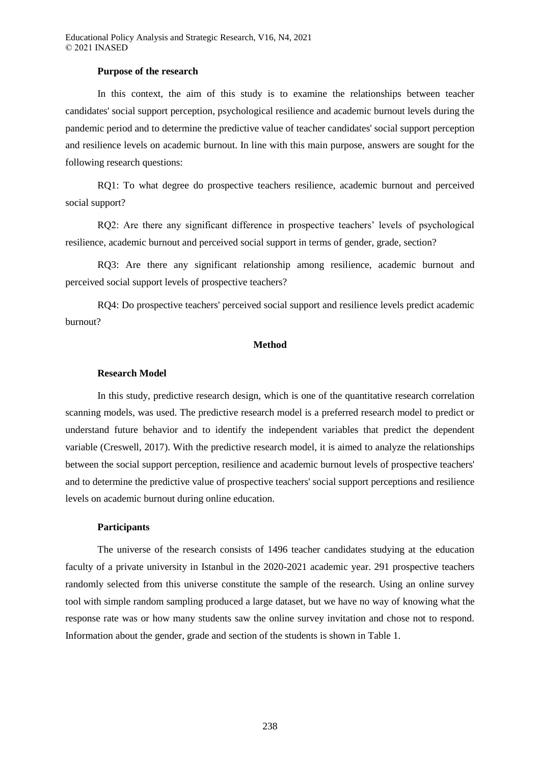### Purpose of the research

In this context, the aim of this study is to examine the relationships between teacher candidates' social support perception, psychological resilience and academic burnout levels during the pandemic period and to determine the predictive value of teacher candidates' social support perception and resilience levels on academic burnout. In line with this main purpose, answers are sought for the following research questions:

RQ1: To what degree do prospective teachers resilience, academic burnout and perceived social support?

RQ2: Are there any significant difference in prospective teachers' levels of psychological resilience, academic burnout and perceived social support in terms of gender, grade, section?

RQ3: Are there any significant relationship among resilience, academic burnout and perceived social support levels of prospective teachers?

RQ4: Do prospective teachers' perceived social support and resilience levels predict academic burnout?

## Method

### Research Model

In this study, predictive research design, which is one of the quantitative research correlation scanning models, was used. The predictive research model is a preferred research model to predict or understand future behavior and to identify the independent variables that predict the dependent variable (Creswell, 2017). With the predictive research model, it is aimed to analyze the relationships between the social support perception, resilience and academic burnout levels of prospective teachers' and to determine the predictive value of prospective teachers' social support perceptions and resilience levels on academic burnout during online education.

### Participants

The universe of the research consists of 1496 teacher candidates studying at the education faculty of a private university in Istanbul in the 2020-2021 academic year. 291 prospective teachers randomly selected from this universe constitute the sample of the research. Using an online survey tool with simple random sampling produced a large dataset, but we have no way of knowing what the response rate was or how many students saw the online survey invitation and chose not to respond. Information about the gender, grade and section of the students is shown in Table 1.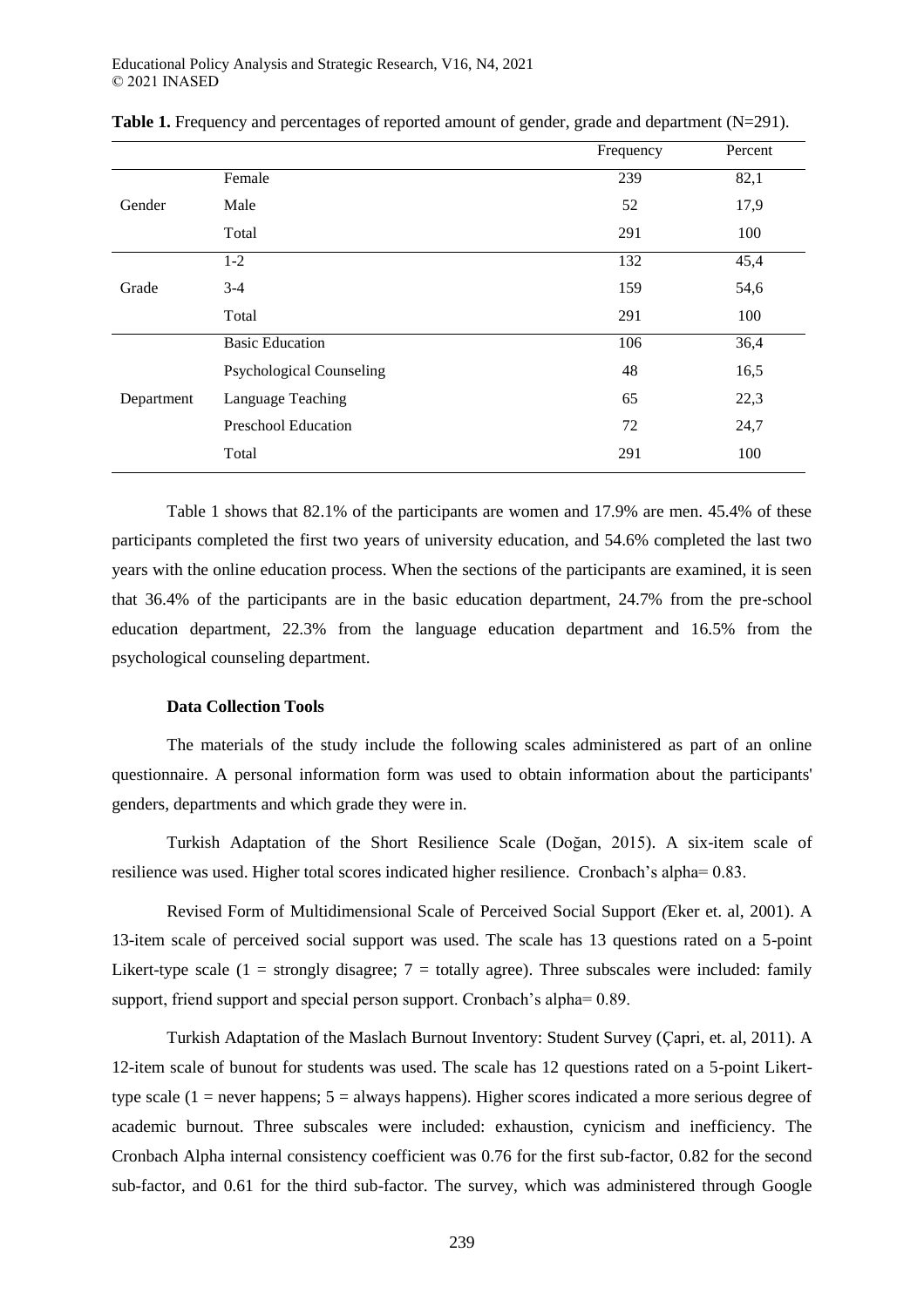**Table 1.** Frequency and percentages of reported amount of gender, grade and department (N=291).

| | | Frequency | Percent |
|---|---|---|---|
| Gender | Female | 239 | 82,1 |
| | Male | 52 | 17,9 |
| | Total | 291 | 100 |
| Grade | 1-2 | 132 | 45,4 |
| | 3-4 | 159 | 54,6 |
| | Total | 291 | 100 |
| Department | Basic Education | 106 | 36,4 |
| | Psychological Counseling | 48 | 16,5 |
| | Language Teaching | 65 | 22,3 |
| | Preschool Education | 72 | 24,7 |
| | Total | 291 | 100 |

Table 1 shows that 82.1% of the participants are women and 17.9% are men. 45.4% of these participants completed the first two years of university education, and 54.6% completed the last two years with the online education process. When the sections of the participants are examined, it is seen that 36.4% of the participants are in the basic education department, 24.7% from the pre-school education department, 22.3% from the language education department and 16.5% from the psychological counseling department.

**Data Collection Tools**

The materials of the study include the following scales administered as part of an online questionnaire. A personal information form was used to obtain information about the participants' genders, departments and which grade they were in.

Turkish Adaptation of the Short Resilience Scale (Doğan, 2015). A six-item scale of resilience was used. Higher total scores indicated higher resilience. Cronbach's alpha= 0.83.

Revised Form of Multidimensional Scale of Perceived Social Support *(*Eker et. al, 2001). A 13-item scale of perceived social support was used. The scale has 13 questions rated on a 5-point Likert-type scale (1 = strongly disagree; 7 = totally agree). Three subscales were included: family support, friend support and special person support. Cronbach's alpha= 0.89.

Turkish Adaptation of the Maslach Burnout Inventory: Student Survey (Çapri, et. al, 2011). A 12-item scale of bunout for students was used. The scale has 12 questions rated on a 5-point Likert-type scale (1 = never happens; 5 = always happens). Higher scores indicated a more serious degree of academic burnout. Three subscales were included: exhaustion, cynicism and inefficiency. The Cronbach Alpha internal consistency coefficient was 0.76 for the first sub-factor, 0.82 for the second sub-factor, and 0.61 for the third sub-factor. The survey, which was administered through Google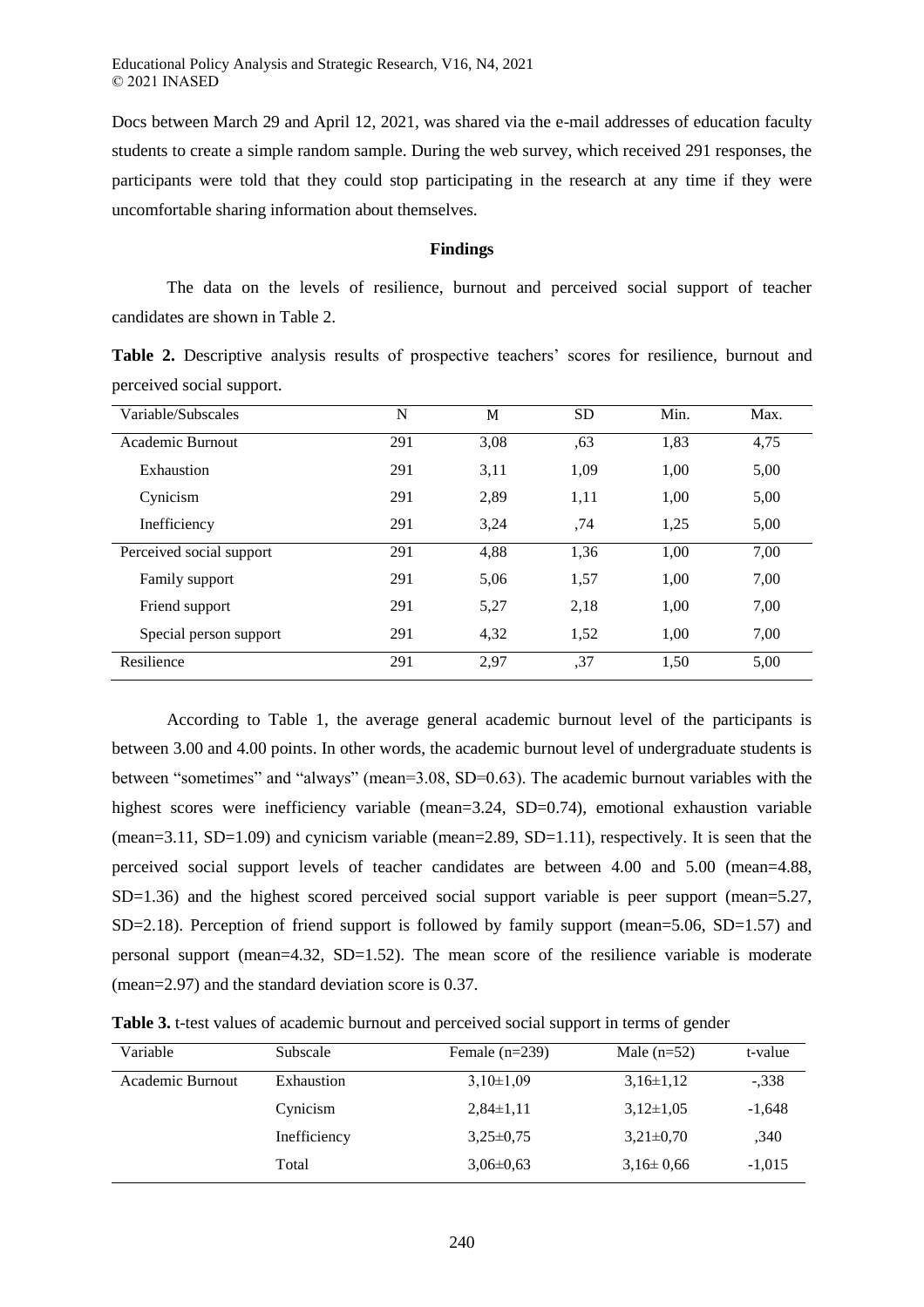Docs between March 29 and April 12, 2021, was shared via the e-mail addresses of education faculty students to create a simple random sample. During the web survey, which received 291 responses, the participants were told that they could stop participating in the research at any time if they were uncomfortable sharing information about themselves.

## Findings

The data on the levels of resilience, burnout and perceived social support of teacher candidates are shown in Table 2.

**Table 2.** Descriptive analysis results of prospective teachers' scores for resilience, burnout and perceived social support.

| Variable/Subscales | N | M | SD | Min. | Max. |
|---|---|---|---|---|---|
| Academic Burnout | 291 | 3,08 | ,63 | 1,83 | 4,75 |
| Exhaustion | 291 | 3,11 | 1,09 | 1,00 | 5,00 |
| Cynicism | 291 | 2,89 | 1,11 | 1,00 | 5,00 |
| Inefficiency | 291 | 3,24 | ,74 | 1,25 | 5,00 |
| Perceived social support | 291 | 4,88 | 1,36 | 1,00 | 7,00 |
| Family support | 291 | 5,06 | 1,57 | 1,00 | 7,00 |
| Friend support | 291 | 5,27 | 2,18 | 1,00 | 7,00 |
| Special person support | 291 | 4,32 | 1,52 | 1,00 | 7,00 |
| Resilience | 291 | 2,97 | ,37 | 1,50 | 5,00 |

According to Table 1, the average general academic burnout level of the participants is between 3.00 and 4.00 points. In other words, the academic burnout level of undergraduate students is between "sometimes" and "always" (mean=3.08, SD=0.63). The academic burnout variables with the highest scores were inefficiency variable (mean=3.24, SD=0.74), emotional exhaustion variable (mean=3.11, SD=1.09) and cynicism variable (mean=2.89, SD=1.11), respectively. It is seen that the perceived social support levels of teacher candidates are between 4.00 and 5.00 (mean=4.88, SD=1.36) and the highest scored perceived social support variable is peer support (mean=5.27, SD=2.18). Perception of friend support is followed by family support (mean=5.06, SD=1.57) and personal support (mean=4.32, SD=1.52). The mean score of the resilience variable is moderate (mean=2.97) and the standard deviation score is 0.37.

**Table 3.** t-test values of academic burnout and perceived social support in terms of gender

| Variable | Subscale | Female (n=239) | Male (n=52) | t-value |
|---|---|---|---|---|
| Academic Burnout | Exhaustion | 3,10±1,09 | 3,16±1,12 | -,338 |
| | Cynicism | 2,84±1,11 | 3,12±1,05 | -1,648 |
| | Inefficiency | 3,25±0,75 | 3,21±0,70 | ,340 |
| | Total | 3,06±0,63 | 3,16± 0,66 | -1,015 |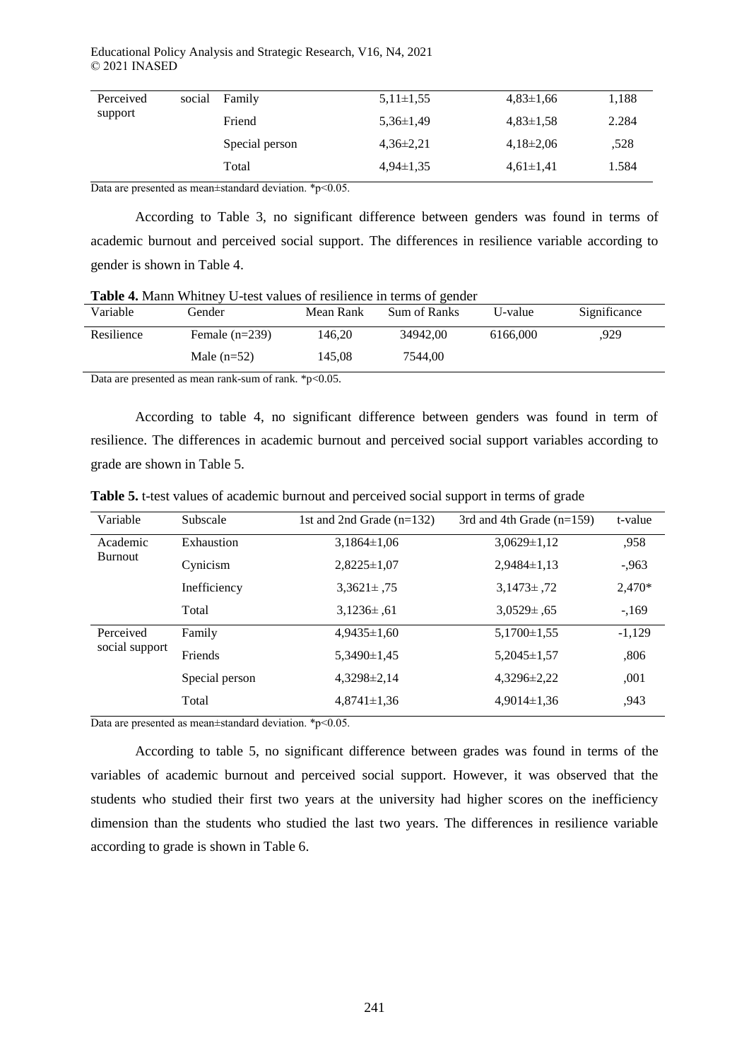| | | | | |
|---|---|---|---|---|
| Perceived social support | Family | 5,11±1,55 | 4,83±1,66 | 1,188 |
| | Friend | 5,36±1,49 | 4,83±1,58 | 2.284 |
| | Special person | 4,36±2,21 | 4,18±2,06 | ,528 |
| | Total | 4,94±1,35 | 4,61±1,41 | 1.584 |

Data are presented as mean±standard deviation. *p<0.05.

According to Table 3, no significant difference between genders was found in terms of academic burnout and perceived social support. The differences in resilience variable according to gender is shown in Table 4.

**Table 4.** Mann Whitney U-test values of resilience in terms of gender

| Variable | Gender | Mean Rank | Sum of Ranks | U-value | Significance |
|---|---|---|---|---|---|
| Resilience | Female (n=239) | 146,20 | 34942,00 | 6166,000 | ,929 |
| | Male (n=52) | 145,08 | 7544,00 | | |

Data are presented as mean rank-sum of rank. *p<0.05.

According to table 4, no significant difference between genders was found in term of resilience. The differences in academic burnout and perceived social support variables according to grade are shown in Table 5.

**Table 5.** t-test values of academic burnout and perceived social support in terms of grade

| Variable | Subscale | 1st and 2nd Grade (n=132) | 3rd and 4th Grade (n=159) | t-value |
|---|---|---|---|---|
| Academic Burnout | Exhaustion | 3,1864±1,06 | 3,0629±1,12 | ,958 |
| | Cynicism | 2,8225±1,07 | 2,9484±1,13 | -,963 |
| | Inefficiency | 3,3621± ,75 | 3,1473± ,72 | 2,470* |
| | Total | 3,1236± ,61 | 3,0529± ,65 | -,169 |
| Perceived social support | Family | 4,9435±1,60 | 5,1700±1,55 | -1,129 |
| | Friends | 5,3490±1,45 | 5,2045±1,57 | ,806 |
| | Special person | 4,3298±2,14 | 4,3296±2,22 | ,001 |
| | Total | 4,8741±1,36 | 4,9014±1,36 | ,943 |

Data are presented as mean±standard deviation. *p<0.05.

According to table 5, no significant difference between grades was found in terms of the variables of academic burnout and perceived social support. However, it was observed that the students who studied their first two years at the university had higher scores on the inefficiency dimension than the students who studied the last two years. The differences in resilience variable according to grade is shown in Table 6.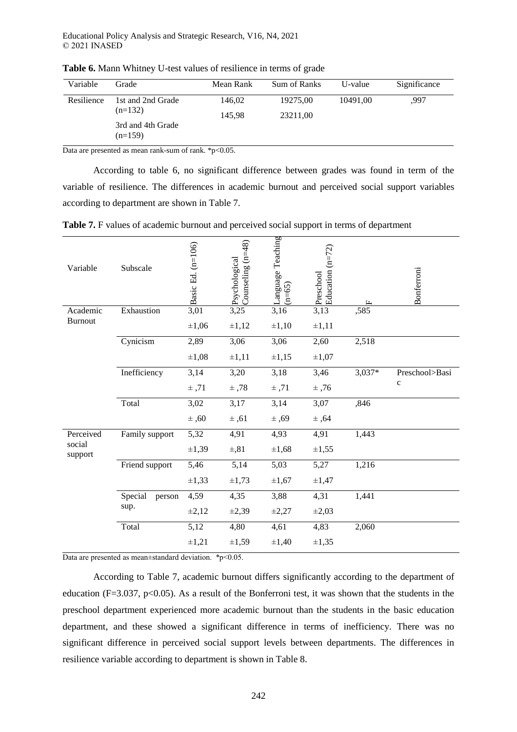**Table 6.** Mann Whitney U-test values of resilience in terms of grade

| Variable | Grade | Mean Rank | Sum of Ranks | U-value | Significance |
|---|---|---|---|---|---|
| Resilience | 1st and 2nd Grade (n=132) | 146,02 | 19275,00 | 10491,00 | ,997 |
| | 3rd and 4th Grade (n=159) | 145,98 | 23211,00 | | |

Data are presented as mean rank-sum of rank. *p<0.05.

According to table 6, no significant difference between grades was found in term of the variable of resilience. The differences in academic burnout and perceived social support variables according to department are shown in Table 7.

**Table 7.** F values of academic burnout and perceived social support in terms of department

| Variable | Subscale | Basic Ed. (n=106) | Psychological Counseling (n=48) | Language Teaching (n=65) | Preschool Education (n=72) | F | Bonferroni |
|---|---|---|---|---|---|---|---|
| Academic Burnout | Exhaustion | 3,01 | 3,25 | 3,16 | 3,13 | ,585 | |
| | | ±1,06 | ±1,12 | ±1,10 | ±1,11 | | |
| | Cynicism | 2,89 | 3,06 | 3,06 | 2,60 | 2,518 | |
| | | ±1,08 | ±1,11 | ±1,15 | ±1,07 | | |
| | Inefficiency | 3,14 | 3,20 | 3,18 | 3,46 | 3,037* | Preschool>Basic |
| | | ± ,71 | ± ,78 | ± ,71 | ± ,76 | | |
| | Total | 3,02 | 3,17 | 3,14 | 3,07 | ,846 | |
| | | ± ,60 | ± ,61 | ± ,69 | ± ,64 | | |
| Perceived social support | Family support | 5,32 | 4,91 | 4,93 | 4,91 | 1,443 | |
| | | ±1,39 | ±,81 | ±1,68 | ±1,55 | | |
| | Friend support | 5,46 | 5,14 | 5,03 | 5,27 | 1,216 | |
| | | ±1,33 | ±1,73 | ±1,67 | ±1,47 | | |
| | Special person sup. | 4,59 | 4,35 | 3,88 | 4,31 | 1,441 | |
| | | ±2,12 | ±2,39 | ±2,27 | ±2,03 | | |
| | Total | 5,12 | 4,80 | 4,61 | 4,83 | 2,060 | |
| | | ±1,21 | ±1,59 | ±1,40 | ±1,35 | | |

Data are presented as mean±standard deviation. *p<0.05.

According to Table 7, academic burnout differs significantly according to the department of education (F=3.037, $p<0.05$). As a result of the Bonferroni test, it was shown that the students in the preschool department experienced more academic burnout than the students in the basic education department, and these showed a significant difference in terms of inefficiency. There was no significant difference in perceived social support levels between departments. The differences in resilience variable according to department is shown in Table 8.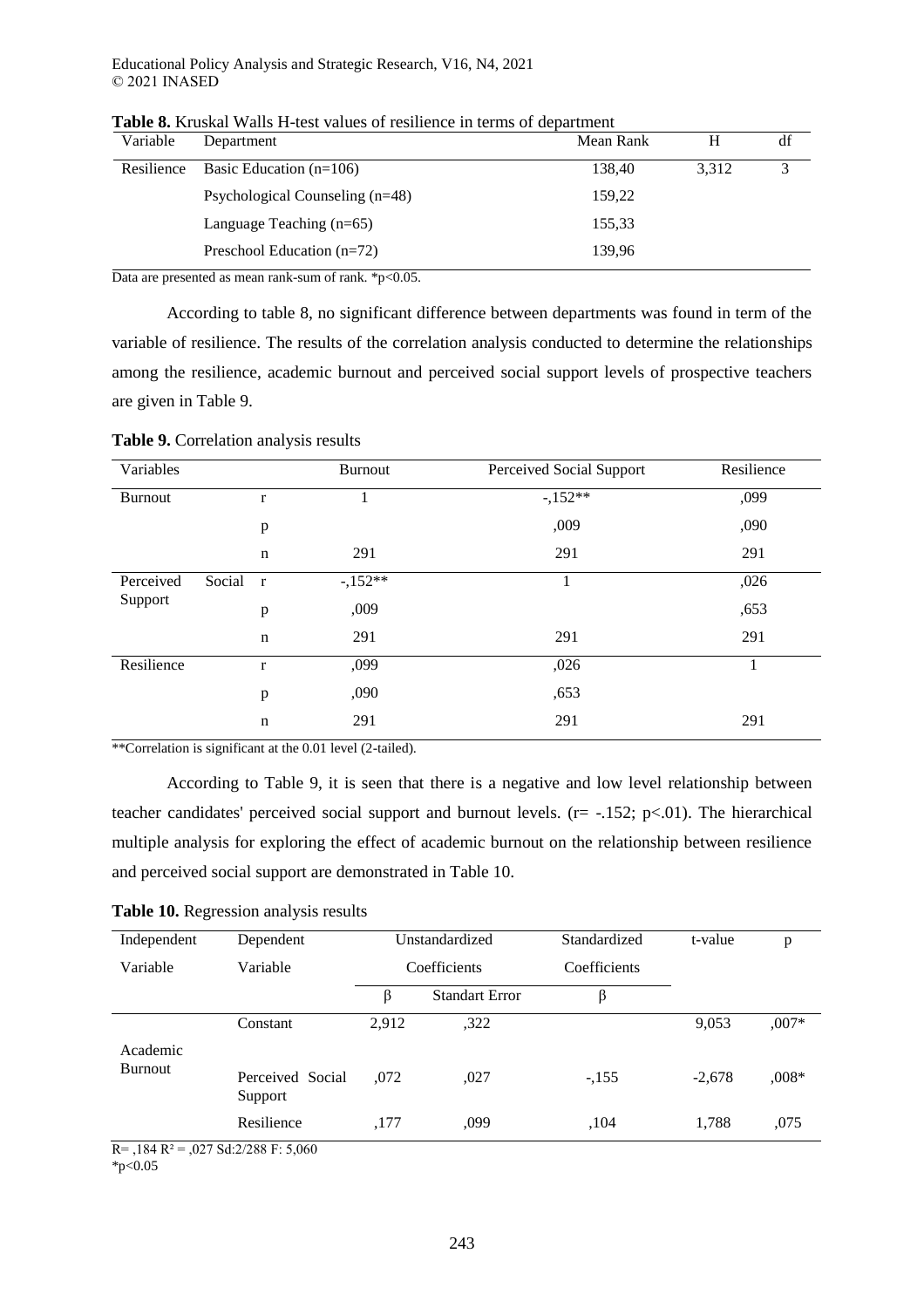**Table 8.** Kruskal Walls H-test values of resilience in terms of department

| Variable | Department | Mean Rank | H | df |
|---|---|---|---|---|
| Resilience | Basic Education (n=106) | 138,40 | 3,312 | 3 |
| | Psychological Counseling (n=48) | 159,22 | | |
| | Language Teaching (n=65) | 155,33 | | |
| | Preschool Education (n=72) | 139,96 | | |

Data are presented as mean rank-sum of rank. $*p<0.05$.

According to table 8, no significant difference between departments was found in term of the variable of resilience. The results of the correlation analysis conducted to determine the relationships among the resilience, academic burnout and perceived social support levels of prospective teachers are given in Table 9.

**Table 9.** Correlation analysis results

| Variables | | Burnout | Perceived Social Support | Resilience |
|---|---|---|---|---|
| Burnout | r | 1 | -,152** | ,099 |
| | p | | ,009 | ,090 |
| | n | 291 | 291 | 291 |
| Perceived Social Support | r | -,152** | 1 | ,026 |
| | p | ,009 | | ,653 |
| | n | 291 | 291 | 291 |
| Resilience | r | ,099 | ,026 | 1 |
| | p | ,090 | ,653 | |
| | n | 291 | 291 | 291 |

**Correlation is significant at the 0.01 level (2-tailed).

According to Table 9, it is seen that there is a negative and low level relationship between teacher candidates' perceived social support and burnout levels. ($r= -.152$; $p<.01$). The hierarchical multiple analysis for exploring the effect of academic burnout on the relationship between resilience and perceived social support are demonstrated in Table 10.

**Table 10.** Regression analysis results

| Independent Variable | Dependent Variable | Unstandardized Coefficients | | Standardized Coefficients | t-value | p |
|---|---|---|---|---|---|---|
| | | β | Standart Error | β | | |
| Academic Burnout | Constant | 2,912 | ,322 | | 9,053 | ,007* |
| | Perceived Social Support | ,072 | ,027 | -,155 | -2,678 | ,008* |
| | Resilience | ,177 | ,099 | ,104 | 1,788 | ,075 |

$R= ,184$ $R^2 = ,027$ Sd:2/288 F: 5,060

$*p<0.05$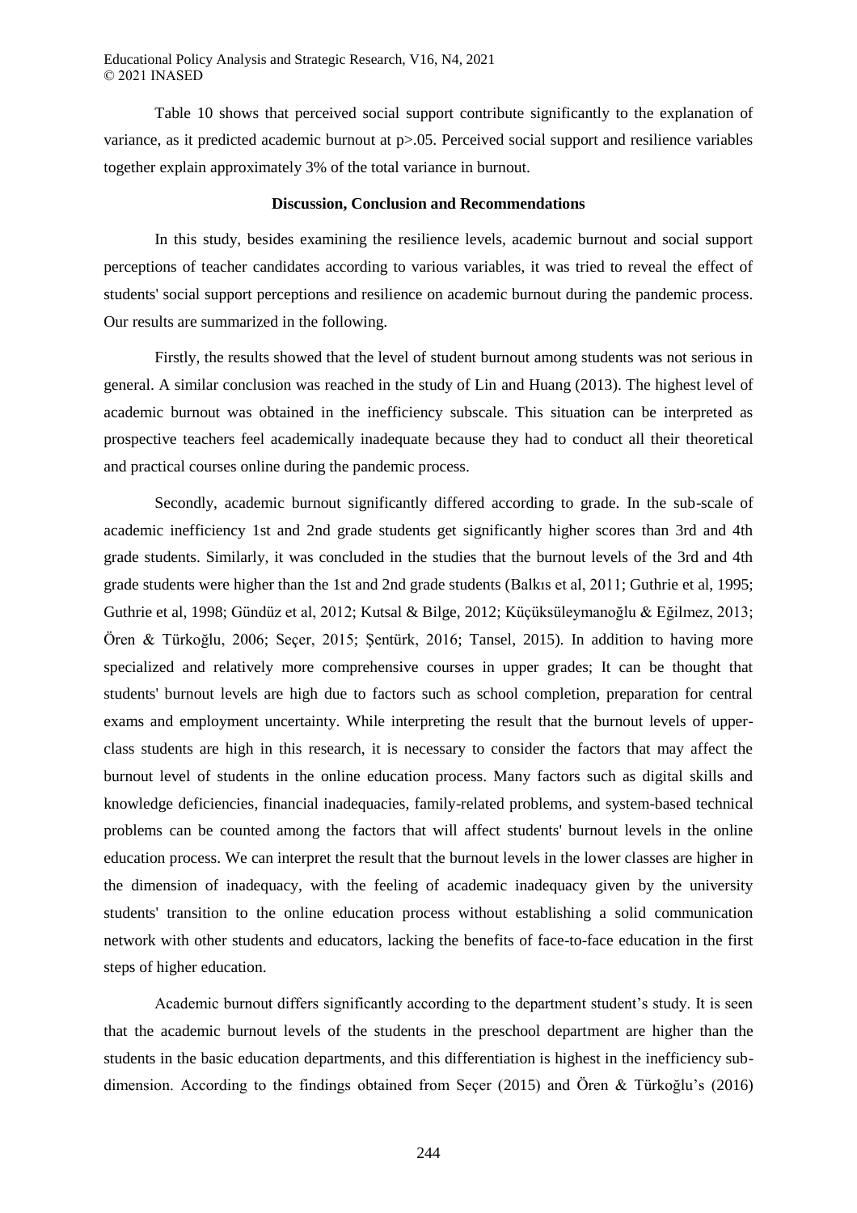Table 10 shows that perceived social support contribute significantly to the explanation of variance, as it predicted academic burnout at $p > .05$. Perceived social support and resilience variables together explain approximately 3% of the total variance in burnout.

## Discussion, Conclusion and Recommendations

In this study, besides examining the resilience levels, academic burnout and social support perceptions of teacher candidates according to various variables, it was tried to reveal the effect of students' social support perceptions and resilience on academic burnout during the pandemic process. Our results are summarized in the following.

Firstly, the results showed that the level of student burnout among students was not serious in general. A similar conclusion was reached in the study of Lin and Huang (2013). The highest level of academic burnout was obtained in the inefficiency subscale. This situation can be interpreted as prospective teachers feel academically inadequate because they had to conduct all their theoretical and practical courses online during the pandemic process.

Secondly, academic burnout significantly differed according to grade. In the sub-scale of academic inefficiency 1st and 2nd grade students get significantly higher scores than 3rd and 4th grade students. Similarly, it was concluded in the studies that the burnout levels of the 3rd and 4th grade students were higher than the 1st and 2nd grade students (Balkıs et al, 2011; Guthrie et al, 1995; Guthrie et al, 1998; Gündüz et al, 2012; Kutsal & Bilge, 2012; Küçüksüleymanoğlu & Eğilmez, 2013; Ören & Türkoğlu, 2006; Seçer, 2015; Şentürk, 2016; Tansel, 2015). In addition to having more specialized and relatively more comprehensive courses in upper grades; It can be thought that students' burnout levels are high due to factors such as school completion, preparation for central exams and employment uncertainty. While interpreting the result that the burnout levels of upper-class students are high in this research, it is necessary to consider the factors that may affect the burnout level of students in the online education process. Many factors such as digital skills and knowledge deficiencies, financial inadequacies, family-related problems, and system-based technical problems can be counted among the factors that will affect students' burnout levels in the online education process. We can interpret the result that the burnout levels in the lower classes are higher in the dimension of inadequacy, with the feeling of academic inadequacy given by the university students' transition to the online education process without establishing a solid communication network with other students and educators, lacking the benefits of face-to-face education in the first steps of higher education.

Academic burnout differs significantly according to the department student's study. It is seen that the academic burnout levels of the students in the preschool department are higher than the students in the basic education departments, and this differentiation is highest in the inefficiency sub-dimension. According to the findings obtained from Seçer (2015) and Ören & Türkoğlu's (2016)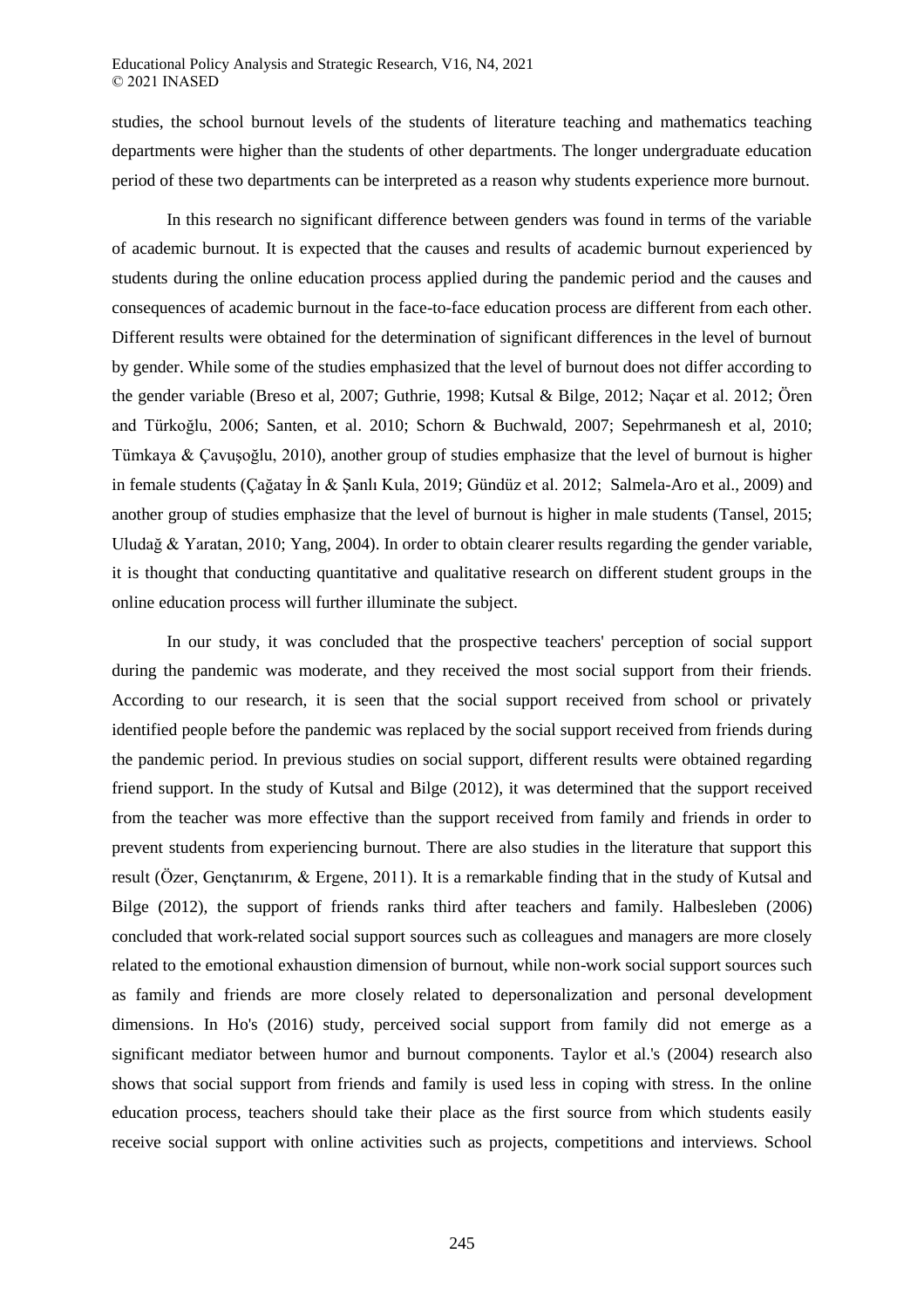studies, the school burnout levels of the students of literature teaching and mathematics teaching departments were higher than the students of other departments. The longer undergraduate education period of these two departments can be interpreted as a reason why students experience more burnout.

In this research no significant difference between genders was found in terms of the variable of academic burnout. It is expected that the causes and results of academic burnout experienced by students during the online education process applied during the pandemic period and the causes and consequences of academic burnout in the face-to-face education process are different from each other. Different results were obtained for the determination of significant differences in the level of burnout by gender. While some of the studies emphasized that the level of burnout does not differ according to the gender variable (Breso et al, 2007; Guthrie, 1998; Kutsal & Bilge, 2012; Naçar et al. 2012; Ören and Türkoğlu, 2006; Santen, et al. 2010; Schorn & Buchwald, 2007; Sepehrmanesh et al, 2010; Tümkaya & Çavuşoğlu, 2010), another group of studies emphasize that the level of burnout is higher in female students (Çağatay İn & Şanlı Kula, 2019; Gündüz et al. 2012; Salmela-Aro et al., 2009) and another group of studies emphasize that the level of burnout is higher in male students (Tansel, 2015; Uludağ & Yaratan, 2010; Yang, 2004). In order to obtain clearer results regarding the gender variable, it is thought that conducting quantitative and qualitative research on different student groups in the online education process will further illuminate the subject.

In our study, it was concluded that the prospective teachers' perception of social support during the pandemic was moderate, and they received the most social support from their friends. According to our research, it is seen that the social support received from school or privately identified people before the pandemic was replaced by the social support received from friends during the pandemic period. In previous studies on social support, different results were obtained regarding friend support. In the study of Kutsal and Bilge (2012), it was determined that the support received from the teacher was more effective than the support received from family and friends in order to prevent students from experiencing burnout. There are also studies in the literature that support this result (Özer, Gençtanırım, & Ergene, 2011). It is a remarkable finding that in the study of Kutsal and Bilge (2012), the support of friends ranks third after teachers and family. Halbesleben (2006) concluded that work-related social support sources such as colleagues and managers are more closely related to the emotional exhaustion dimension of burnout, while non-work social support sources such as family and friends are more closely related to depersonalization and personal development dimensions. In Ho's (2016) study, perceived social support from family did not emerge as a significant mediator between humor and burnout components. Taylor et al.'s (2004) research also shows that social support from friends and family is used less in coping with stress. In the online education process, teachers should take their place as the first source from which students easily receive social support with online activities such as projects, competitions and interviews. School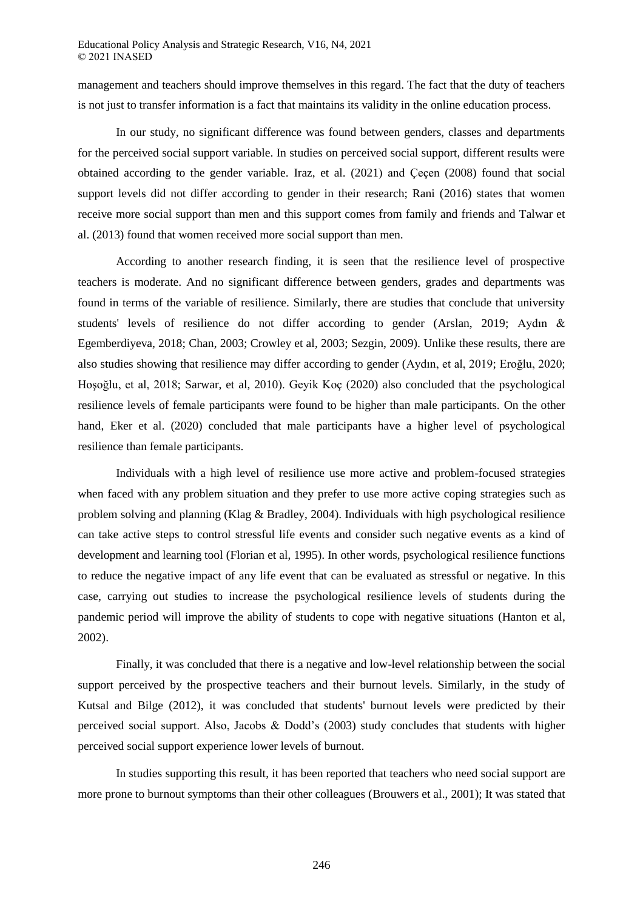management and teachers should improve themselves in this regard. The fact that the duty of teachers is not just to transfer information is a fact that maintains its validity in the online education process.

In our study, no significant difference was found between genders, classes and departments for the perceived social support variable. In studies on perceived social support, different results were obtained according to the gender variable. Iraz, et al. (2021) and Çeçen (2008) found that social support levels did not differ according to gender in their research; Rani (2016) states that women receive more social support than men and this support comes from family and friends and Talwar et al. (2013) found that women received more social support than men.

According to another research finding, it is seen that the resilience level of prospective teachers is moderate. And no significant difference between genders, grades and departments was found in terms of the variable of resilience. Similarly, there are studies that conclude that university students' levels of resilience do not differ according to gender (Arslan, 2019; Aydın & Egemberdiyeva, 2018; Chan, 2003; Crowley et al, 2003; Sezgin, 2009). Unlike these results, there are also studies showing that resilience may differ according to gender (Aydın, et al, 2019; Eroğlu, 2020; Hoşoğlu, et al, 2018; Sarwar, et al, 2010). Geyik Koç (2020) also concluded that the psychological resilience levels of female participants were found to be higher than male participants. On the other hand, Eker et al. (2020) concluded that male participants have a higher level of psychological resilience than female participants.

Individuals with a high level of resilience use more active and problem-focused strategies when faced with any problem situation and they prefer to use more active coping strategies such as problem solving and planning (Klag & Bradley, 2004). Individuals with high psychological resilience can take active steps to control stressful life events and consider such negative events as a kind of development and learning tool (Florian et al, 1995). In other words, psychological resilience functions to reduce the negative impact of any life event that can be evaluated as stressful or negative. In this case, carrying out studies to increase the psychological resilience levels of students during the pandemic period will improve the ability of students to cope with negative situations (Hanton et al, 2002).

Finally, it was concluded that there is a negative and low-level relationship between the social support perceived by the prospective teachers and their burnout levels. Similarly, in the study of Kutsal and Bilge (2012), it was concluded that students' burnout levels were predicted by their perceived social support. Also, Jacobs & Dodd's (2003) study concludes that students with higher perceived social support experience lower levels of burnout.

In studies supporting this result, it has been reported that teachers who need social support are more prone to burnout symptoms than their other colleagues (Brouwers et al., 2001); It was stated that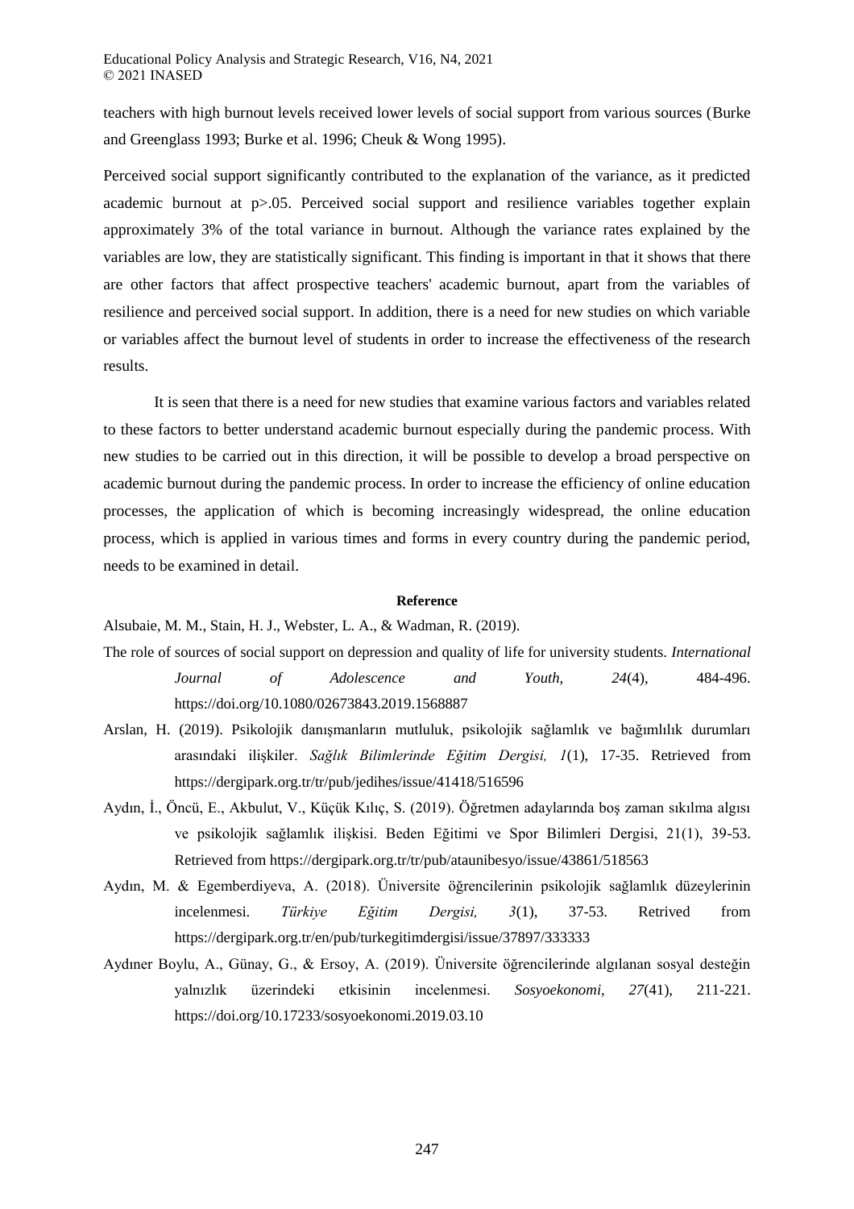teachers with high burnout levels received lower levels of social support from various sources (Burke and Greenglass 1993; Burke et al. 1996; Cheuk & Wong 1995).

Perceived social support significantly contributed to the explanation of the variance, as it predicted academic burnout at $p>.05$. Perceived social support and resilience variables together explain approximately 3% of the total variance in burnout. Although the variance rates explained by the variables are low, they are statistically significant. This finding is important in that it shows that there are other factors that affect prospective teachers' academic burnout, apart from the variables of resilience and perceived social support. In addition, there is a need for new studies on which variable or variables affect the burnout level of students in order to increase the effectiveness of the research results.

It is seen that there is a need for new studies that examine various factors and variables related to these factors to better understand academic burnout especially during the pandemic process. With new studies to be carried out in this direction, it will be possible to develop a broad perspective on academic burnout during the pandemic process. In order to increase the efficiency of online education processes, the application of which is becoming increasingly widespread, the online education process, which is applied in various times and forms in every country during the pandemic period, needs to be examined in detail.

**Reference**

Alsubaie, M. M., Stain, H. J., Webster, L. A., & Wadman, R. (2019).
The role of sources of social support on depression and quality of life for university students. *International Journal of Adolescence and Youth, 24*(4), 484-496. https://doi.org/10.1080/02673843.2019.1568887

Arslan, H. (2019). Psikolojik danışmanların mutluluk, psikolojik sağlamlık ve bağımlılık durumları arasındaki ilişkiler. *Sağlık Bilimlerinde Eğitim Dergisi, 1*(1), 17-35. Retrieved from https://dergipark.org.tr/tr/pub/jedihes/issue/41418/516596

Aydın, İ., Öncü, E., Akbulut, V., Küçük Kılıç, S. (2019). Öğretmen adaylarında boş zaman sıkılma algısı ve psikolojik sağlamlık ilişkisi. Beden Eğitimi ve Spor Bilimleri Dergisi, 21(1), 39-53. Retrieved from https://dergipark.org.tr/tr/pub/ataunibesyo/issue/43861/518563

Aydın, M. & Egemberdiyeva, A. (2018). Üniversite öğrencilerinin psikolojik sağlamlık düzeylerinin incelenmesi. *Türkiye Eğitim Dergisi, 3*(1), 37-53. Retrived from https://dergipark.org.tr/en/pub/turkegitimdergisi/issue/37897/333333

Aydıner Boylu, A., Günay, G., & Ersoy, A. (2019). Üniversite öğrencilerinde algılanan sosyal desteğin yalnızlık üzerindeki etkisinin incelenmesi. *Sosyoekonomi, 27*(41), 211-221. https://doi.org/10.17233/sosyoekonomi.2019.03.10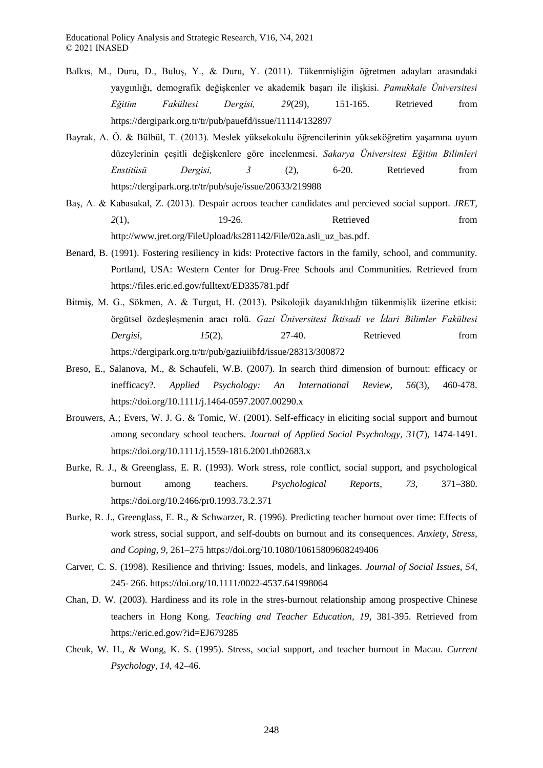Balkıs, M., Duru, D., Buluş, Y., & Duru, Y. (2011). Tükenmişliğin öğretmen adayları arasındaki yaygınlığı, demografik değişkenler ve akademik başarı ile ilişkisi. *Pamukkale Üniversitesi Eğitim Fakültesi Dergisi, 29*(29), 151-165. Retrieved from https://dergipark.org.tr/tr/pub/pauefd/issue/11114/132897

Bayrak, A. Ö. & Bülbül, T. (2013). Meslek yüksekokulu öğrencilerinin yükseköğretim yaşamına uyum düzeylerinin çeşitli değişkenlere göre incelenmesi. *Sakarya Üniversitesi Eğitim Bilimleri Enstitüsü Dergisi, 3* (2), 6-20. Retrieved from https://dergipark.org.tr/tr/pub/suje/issue/20633/219988

Baş, A. & Kabasakal, Z. (2013). Despair acroos teacher candidates and percieved social support. *JRET, 2*(1), 19-26. Retrieved from http://www.jret.org/FileUpload/ks281142/File/02a.asli_uz_bas.pdf.

Benard, B. (1991). Fostering resiliency in kids: Protective factors in the family, school, and community. Portland, USA: Western Center for Drug-Free Schools and Communities. Retrieved from https://files.eric.ed.gov/fulltext/ED335781.pdf

Bitmiş, M. G., Sökmen, A. & Turgut, H. (2013). Psikolojik dayanıklılığın tükenmişlik üzerine etkisi: örgütsel özdeşleşmenin aracı rolü. *Gazi Üniversitesi İktisadi ve İdari Bilimler Fakültesi Dergisi, 15*(2), 27-40. Retrieved from https://dergipark.org.tr/tr/pub/gaziuiibfd/issue/28313/300872

Breso, E., Salanova, M., & Schaufeli, W.B. (2007). In search third dimension of burnout: efficacy or inefficacy?. *Applied Psychology: An International Review, 56*(3), 460-478. https://doi.org/10.1111/j.1464-0597.2007.00290.x

Brouwers, A.; Evers, W. J. G. & Tomic, W. (2001). Self-efficacy in eliciting social support and burnout among secondary school teachers. *Journal of Applied Social Psychology, 31*(7), 1474-1491. https://doi.org/10.1111/j.1559-1816.2001.tb02683.x

Burke, R. J., & Greenglass, E. R. (1993). Work stress, role conflict, social support, and psychological burnout among teachers. *Psychological Reports, 73*, 371–380. https://doi.org/10.2466/pr0.1993.73.2.371

Burke, R. J., Greenglass, E. R., & Schwarzer, R. (1996). Predicting teacher burnout over time: Effects of work stress, social support, and self-doubts on burnout and its consequences. *Anxiety, Stress, and Coping, 9*, 261–275 https://doi.org/10.1080/10615809608249406

Carver, C. S. (1998). Resilience and thriving: Issues, models, and linkages. *Journal of Social Issues, 54*, 245- 266. https://doi.org/10.1111/0022-4537.641998064

Chan, D. W. (2003). Hardiness and its role in the stres-burnout relationship among prospective Chinese teachers in Hong Kong. *Teaching and Teacher Education, 19*, 381-395. Retrieved from https://eric.ed.gov/?id=EJ679285

Cheuk, W. H., & Wong, K. S. (1995). Stress, social support, and teacher burnout in Macau. *Current Psychology, 14*, 42–46.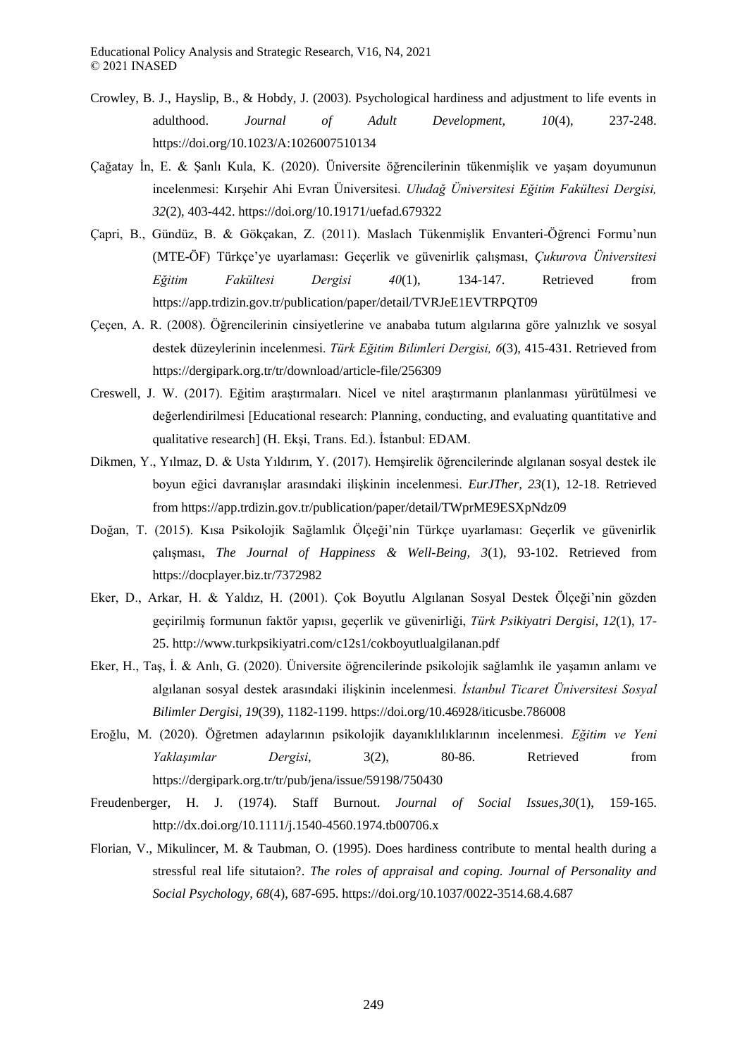Crowley, B. J., Hayslip, B., & Hobdy, J. (2003). Psychological hardiness and adjustment to life events in adulthood. *Journal of Adult Development, 10*(4), 237-248. https://doi.org/10.1023/A:1026007510134

Çağatay İn, E. & Şanlı Kula, K. (2020). Üniversite öğrencilerinin tükenmişlik ve yaşam doyumunun incelenmesi: Kırşehir Ahi Evran Üniversitesi. *Uludağ Üniversitesi Eğitim Fakültesi Dergisi, 32*(2), 403-442. https://doi.org/10.19171/uefad.679322

Çapri, B., Gündüz, B. & Gökçakan, Z. (2011). Maslach Tükenmişlik Envanteri-Öğrenci Formu'nun (MTE-ÖF) Türkçe'ye uyarlaması: Geçerlik ve güvenirlik çalışması, *Çukurova Üniversitesi Eğitim Fakültesi Dergisi 40*(1), 134-147. Retrieved from https://app.trdizin.gov.tr/publication/paper/detail/TVRJeE1EVTRPQT09

Çeçen, A. R. (2008). Öğrencilerinin cinsiyetlerine ve anababa tutum algılarına göre yalnızlık ve sosyal destek düzeylerinin incelenmesi. *Türk Eğitim Bilimleri Dergisi, 6*(3), 415-431. Retrieved from https://dergipark.org.tr/tr/download/article-file/256309

Creswell, J. W. (2017). Eğitim araştırmaları. Nicel ve nitel araştırmanın planlanması yürütülmesi ve değerlendirilmesi [Educational research: Planning, conducting, and evaluating quantitative and qualitative research] (H. Ekşi, Trans. Ed.). İstanbul: EDAM.

Dikmen, Y., Yılmaz, D. & Usta Yıldırım, Y. (2017). Hemşirelik öğrencilerinde algılanan sosyal destek ile boyun eğici davranışlar arasındaki ilişkinin incelenmesi. *EurJTher, 23*(1), 12-18. Retrieved from https://app.trdizin.gov.tr/publication/paper/detail/TWprME9ESXpNdz09

Doğan, T. (2015). Kısa Psikolojik Sağlamlık Ölçeği'nin Türkçe uyarlaması: Geçerlik ve güvenirlik çalışması, *The Journal of Happiness & Well-Being, 3*(1), 93-102. Retrieved from https://docplayer.biz.tr/7372982

Eker, D., Arkar, H. & Yaldız, H. (2001). Çok Boyutlu Algılanan Sosyal Destek Ölçeği'nin gözden geçirilmiş formunun faktör yapısı, geçerlik ve güvenirliği, *Türk Psikiyatri Dergisi, 12*(1), 17-25. http://www.turkpsikiyatri.com/c12s1/cokboyutlualgilanan.pdf

Eker, H., Taş, İ. & Anlı, G. (2020). Üniversite öğrencilerinde psikolojik sağlamlık ile yaşamın anlamı ve algılanan sosyal destek arasındaki ilişkinin incelenmesi. *İstanbul Ticaret Üniversitesi Sosyal Bilimler Dergisi, 19*(39), 1182-1199. https://doi.org/10.46928/iticusbe.786008

Eroğlu, M. (2020). Öğretmen adaylarının psikolojik dayanıklılıklarının incelenmesi. *Eğitim ve Yeni Yaklaşımlar Dergisi*, 3(2), 80-86. Retrieved from https://dergipark.org.tr/tr/pub/jena/issue/59198/750430

Freudenberger, H. J. (1974). Staff Burnout. *Journal of Social Issues,30*(1), 159-165. http://dx.doi.org/10.1111/j.1540-4560.1974.tb00706.x

Florian, V., Mikulincer, M. & Taubman, O. (1995). Does hardiness contribute to mental health during a stressful real life situtaion?. *The roles of appraisal and coping. Journal of Personality and Social Psychology, 68*(4), 687-695. https://doi.org/10.1037/0022-3514.68.4.687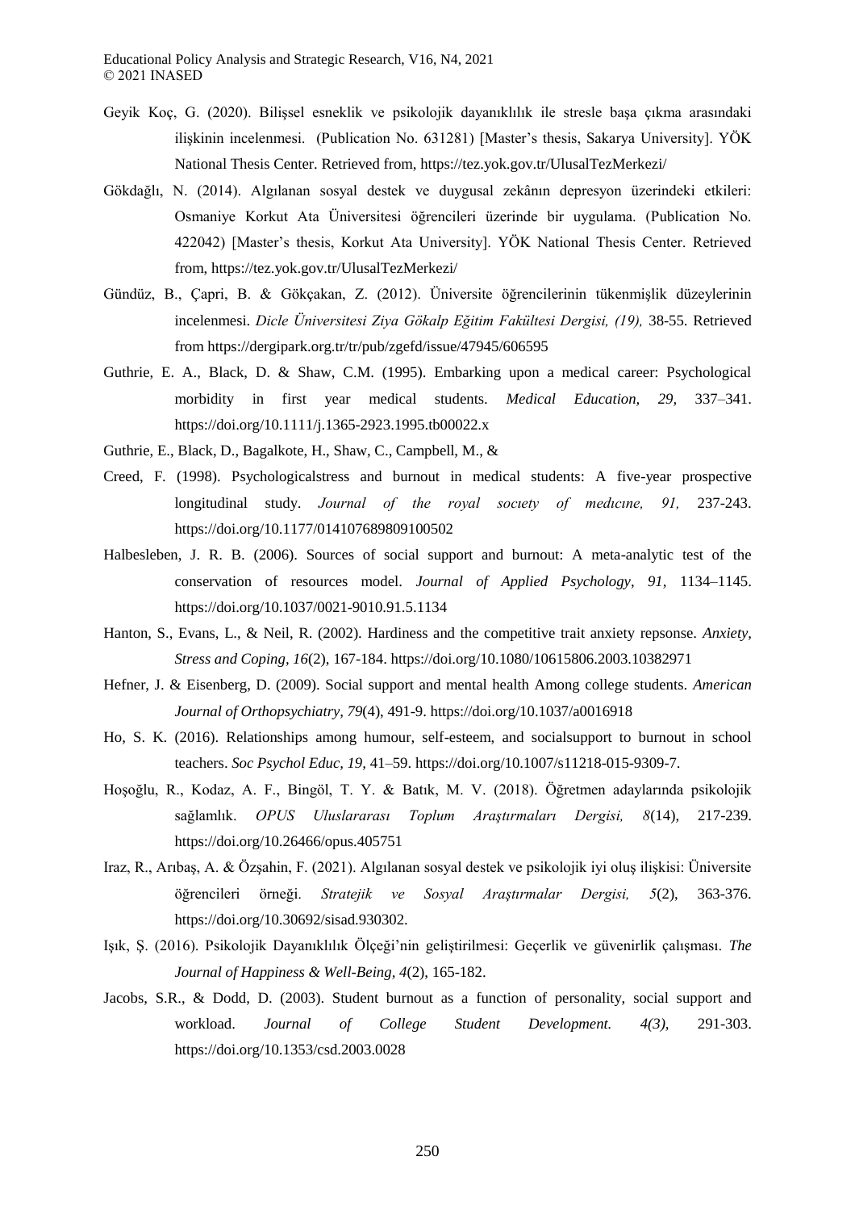Geyik Koç, G. (2020). Bilişsel esneklik ve psikolojik dayanıklılık ile stresle başa çıkma arasındaki ilişkinin incelenmesi. (Publication No. 631281) [Master's thesis, Sakarya University]. YÖK National Thesis Center. Retrieved from, https://tez.yok.gov.tr/UlusalTezMerkezi/

Gökdağlı, N. (2014). Algılanan sosyal destek ve duygusal zekânın depresyon üzerindeki etkileri: Osmaniye Korkut Ata Üniversitesi öğrencileri üzerinde bir uygulama. (Publication No. 422042) [Master's thesis, Korkut Ata University]. YÖK National Thesis Center. Retrieved from, https://tez.yok.gov.tr/UlusalTezMerkezi/

Gündüz, B., Çapri, B. & Gökçakan, Z. (2012). Üniversite öğrencilerinin tükenmişlik düzeylerinin incelenmesi. *Dicle Üniversitesi Ziya Gökalp Eğitim Fakültesi Dergisi, (19),* 38-55. Retrieved from https://dergipark.org.tr/tr/pub/zgefd/issue/47945/606595

Guthrie, E. A., Black, D. & Shaw, C.M. (1995). Embarking upon a medical career: Psychological morbidity in first year medical students. *Medical Education, 29,* 337–341. https://doi.org/10.1111/j.1365-2923.1995.tb00022.x

Guthrie, E., Black, D., Bagalkote, H., Shaw, C., Campbell, M., &

Creed, F. (1998). Psychologicalstress and burnout in medical students: A five-year prospective longitudinal study. *Journal of the royal socıety of medıcıne, 91,* 237-243. https://doi.org/10.1177/014107689809100502

Halbesleben, J. R. B. (2006). Sources of social support and burnout: A meta-analytic test of the conservation of resources model. *Journal of Applied Psychology, 91,* 1134–1145. https://doi.org/10.1037/0021-9010.91.5.1134

Hanton, S., Evans, L., & Neil, R. (2002). Hardiness and the competitive trait anxiety repsonse. *Anxiety, Stress and Coping, 16*(2), 167-184. https://doi.org/10.1080/10615806.2003.10382971

Hefner, J. & Eisenberg, D. (2009). Social support and mental health Among college students. *American Journal of Orthopsychiatry, 79*(4), 491-9. https://doi.org/10.1037/a0016918

Ho, S. K. (2016). Relationships among humour, self-esteem, and socialsupport to burnout in school teachers. *Soc Psychol Educ, 19,* 41–59. https://doi.org/10.1007/s11218-015-9309-7.

Hoşoğlu, R., Kodaz, A. F., Bingöl, T. Y. & Batık, M. V. (2018). Öğretmen adaylarında psikolojik sağlamlık. *OPUS Uluslararası Toplum Araştırmaları Dergisi, 8*(14), 217-239. https://doi.org/10.26466/opus.405751

Iraz, R., Arıbaş, A. & Özşahin, F. (2021). Algılanan sosyal destek ve psikolojik iyi oluş ilişkisi: Üniversite öğrencileri örneği. *Stratejik ve Sosyal Araştırmalar Dergisi, 5*(2), 363-376. https://doi.org/10.30692/sisad.930302.

Işık, Ş. (2016). Psikolojik Dayanıklılık Ölçeği'nin geliştirilmesi: Geçerlik ve güvenirlik çalışması. *The Journal of Happiness & Well-Being, 4*(2), 165-182.

Jacobs, S.R., & Dodd, D. (2003). Student burnout as a function of personality, social support and workload. *Journal of College Student Development. 4(3),* 291-303. https://doi.org/10.1353/csd.2003.0028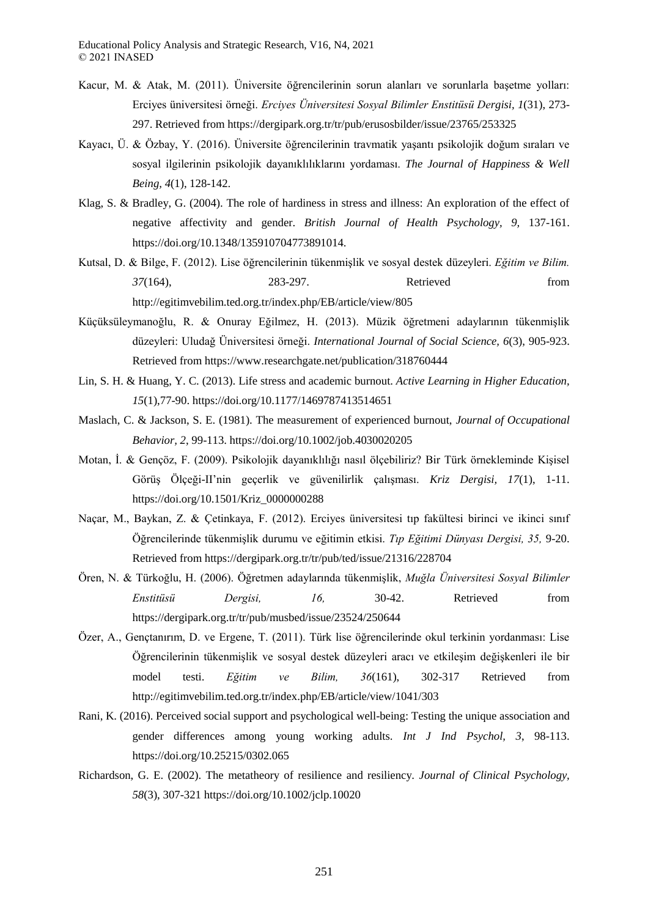Kacur, M. & Atak, M. (2011). Üniversite öğrencilerinin sorun alanları ve sorunlarla başetme yolları: Erciyes üniversitesi örneği. *Erciyes Üniversitesi Sosyal Bilimler Enstitüsü Dergisi, 1*(31), 273-297. Retrieved from https://dergipark.org.tr/tr/pub/erusosbilder/issue/23765/253325

Kayacı, Ü. & Özbay, Y. (2016). Üniversite öğrencilerinin travmatik yaşantı psikolojik doğum sıraları ve sosyal ilgilerinin psikolojik dayanıklılıklarını yordaması. *The Journal of Happiness & Well Being, 4*(1), 128-142.

Klag, S. & Bradley, G. (2004). The role of hardiness in stress and illness: An exploration of the effect of negative affectivity and gender. *British Journal of Health Psychology, 9,* 137-161. https://doi.org/10.1348/135910704773891014.

Kutsal, D. & Bilge, F. (2012). Lise öğrencilerinin tükenmişlik ve sosyal destek düzeyleri. *Eğitim ve Bilim. 37*(164), 283-297. Retrieved from http://egitimvebilim.ted.org.tr/index.php/EB/article/view/805

Küçüksüleymanoğlu, R. & Onuray Eğilmez, H. (2013). Müzik öğretmeni adaylarının tükenmişlik düzeyleri: Uludağ Üniversitesi örneği. *International Journal of Social Science, 6*(3), 905-923. Retrieved from https://www.researchgate.net/publication/318760444

Lin, S. H. & Huang, Y. C. (2013). Life stress and academic burnout. *Active Learning in Higher Education, 15*(1),77-90. https://doi.org/10.1177/1469787413514651

Maslach, C. & Jackson, S. E. (1981). The measurement of experienced burnout, *Journal of Occupational Behavior, 2*, 99-113. https://doi.org/10.1002/job.4030020205

Motan, İ. & Gençöz, F. (2009). Psikolojik dayanıklılığı nasıl ölçebiliriz? Bir Türk örnekleminde Kişisel Görüş Ölçeği-II'nin geçerlik ve güvenilirlik çalışması. *Kriz Dergisi, 17*(1), 1-11. https://doi.org/10.1501/Kriz_0000000288

Naçar, M., Baykan, Z. & Çetinkaya, F. (2012). Erciyes üniversitesi tıp fakültesi birinci ve ikinci sınıf Öğrencilerinde tükenmişlik durumu ve eğitimin etkisi. *Tıp Eğitimi Dünyası Dergisi, 35,* 9-20. Retrieved from https://dergipark.org.tr/tr/pub/ted/issue/21316/228704

Ören, N. & Türkoğlu, H. (2006). Öğretmen adaylarında tükenmişlik, *Muğla Üniversitesi Sosyal Bilimler Enstitüsü Dergisi, 16,* 30-42. Retrieved from https://dergipark.org.tr/tr/pub/musbed/issue/23524/250644

Özer, A., Gençtanırım, D. ve Ergene, T. (2011). Türk lise öğrencilerinde okul terkinin yordanması: Lise Öğrencilerinin tükenmişlik ve sosyal destek düzeyleri aracı ve etkileşim değişkenleri ile bir model testi. *Eğitim ve Bilim, 36*(161), 302-317 Retrieved from http://egitimvebilim.ted.org.tr/index.php/EB/article/view/1041/303

Rani, K. (2016). Perceived social support and psychological well-being: Testing the unique association and gender differences among young working adults. *Int J Ind Psychol, 3*, 98-113. https://doi.org/10.25215/0302.065

Richardson, G. E. (2002). The metatheory of resilience and resiliency. *Journal of Clinical Psychology, 58*(3), 307-321 https://doi.org/10.1002/jclp.10020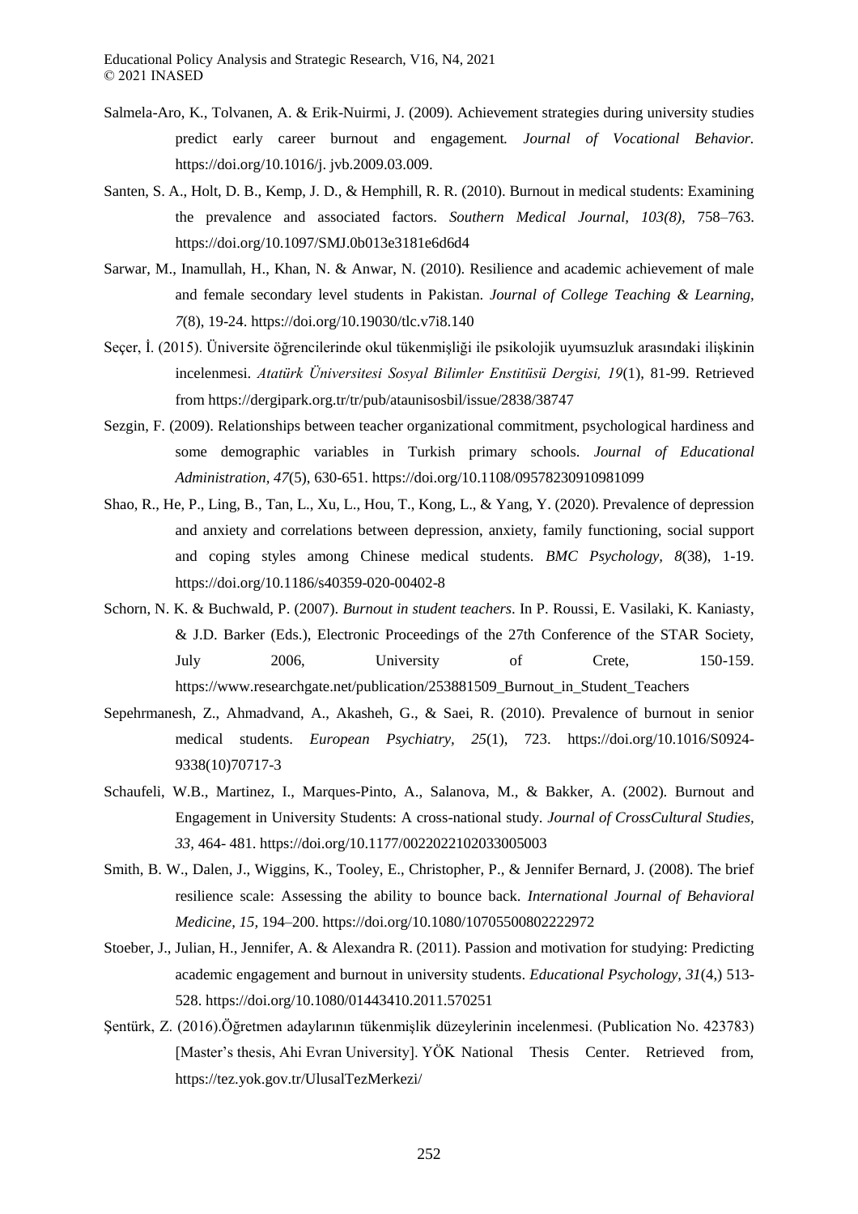Salmela-Aro, K., Tolvanen, A. & Erik-Nuirmi, J. (2009). Achievement strategies during university studies predict early career burnout and engagement. *Journal of Vocational Behavior.* https://doi.org/10.1016/j. jvb.2009.03.009.

Santen, S. A., Holt, D. B., Kemp, J. D., & Hemphill, R. R. (2010). Burnout in medical students: Examining the prevalence and associated factors. *Southern Medical Journal, 103(8),* 758–763. https://doi.org/10.1097/SMJ.0b013e3181e6d6d4

Sarwar, M., Inamullah, H., Khan, N. & Anwar, N. (2010). Resilience and academic achievement of male and female secondary level students in Pakistan. *Journal of College Teaching & Learning, 7*(8), 19-24. https://doi.org/10.19030/tlc.v7i8.140

Seçer, İ. (2015). Üniversite öğrencilerinde okul tükenmişliği ile psikolojik uyumsuzluk arasındaki ilişkinin incelenmesi. *Atatürk Üniversitesi Sosyal Bilimler Enstitüsü Dergisi, 19*(1), 81-99. Retrieved from https://dergipark.org.tr/tr/pub/ataunisosbil/issue/2838/38747

Sezgin, F. (2009). Relationships between teacher organizational commitment, psychological hardiness and some demographic variables in Turkish primary schools. *Journal of Educational Administration, 47*(5), 630-651. https://doi.org/10.1108/09578230910981099

Shao, R., He, P., Ling, B., Tan, L., Xu, L., Hou, T., Kong, L., & Yang, Y. (2020). Prevalence of depression and anxiety and correlations between depression, anxiety, family functioning, social support and coping styles among Chinese medical students. *BMC Psychology, 8*(38), 1-19. https://doi.org/10.1186/s40359-020-00402-8

Schorn, N. K. & Buchwald, P. (2007). *Burnout in student teachers*. In P. Roussi, E. Vasilaki, K. Kaniasty, & J.D. Barker (Eds.), Electronic Proceedings of the 27th Conference of the STAR Society, July 2006, University of Crete, 150-159. https://www.researchgate.net/publication/253881509_Burnout_in_Student_Teachers

Sepehrmanesh, Z., Ahmadvand, A., Akasheh, G., & Saei, R. (2010). Prevalence of burnout in senior medical students. *European Psychiatry, 25*(1), 723. https://doi.org/10.1016/S0924-9338(10)70717-3

Schaufeli, W.B., Martinez, I., Marques-Pinto, A., Salanova, M., & Bakker, A. (2002). Burnout and Engagement in University Students: A cross-national study. *Journal of CrossCultural Studies, 33,* 464- 481. https://doi.org/10.1177/0022022102033005003

Smith, B. W., Dalen, J., Wiggins, K., Tooley, E., Christopher, P., & Jennifer Bernard, J. (2008). The brief resilience scale: Assessing the ability to bounce back. *International Journal of Behavioral Medicine, 15,* 194–200. https://doi.org/10.1080/10705500802222972

Stoeber, J., Julian, H., Jennifer, A. & Alexandra R. (2011). Passion and motivation for studying: Predicting academic engagement and burnout in university students. *Educational Psychology, 31*(4,) 513-528. https://doi.org/10.1080/01443410.2011.570251

Şentürk, Z. (2016).Öğretmen adaylarının tükenmişlik düzeylerinin incelenmesi. (Publication No. 423783) [Master's thesis, Ahi Evran University]. YÖK National Thesis Center. Retrieved from, https://tez.yok.gov.tr/UlusalTezMerkezi/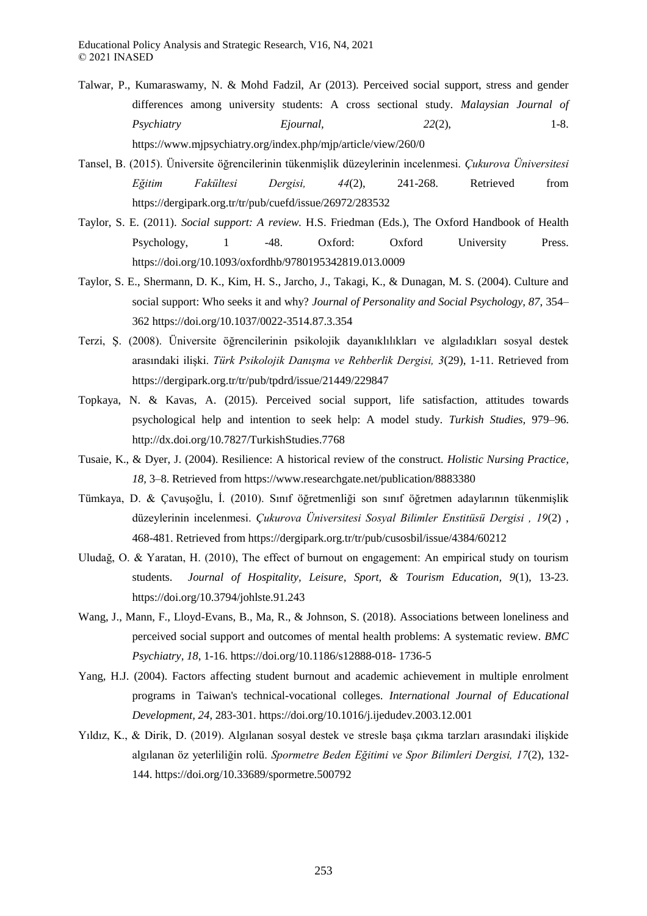Talwar, P., Kumaraswamy, N. & Mohd Fadzil, Ar (2013). Perceived social support, stress and gender differences among university students: A cross sectional study. *Malaysian Journal of Psychiatry Ejournal, 22*(2), 1-8. https://www.mjpsychiatry.org/index.php/mjp/article/view/260/0

Tansel, B. (2015). Üniversite öğrencilerinin tükenmişlik düzeylerinin incelenmesi. *Çukurova Üniversitesi Eğitim Fakültesi Dergisi, 44*(2), 241-268. Retrieved from https://dergipark.org.tr/tr/pub/cuefd/issue/26972/283532

Taylor, S. E. (2011). *Social support: A review.* H.S. Friedman (Eds.), The Oxford Handbook of Health Psychology, 1 -48. Oxford: Oxford University Press. https://doi.org/10.1093/oxfordhb/9780195342819.013.0009

Taylor, S. E., Shermann, D. K., Kim, H. S., Jarcho, J., Takagi, K., & Dunagan, M. S. (2004). Culture and social support: Who seeks it and why? *Journal of Personality and Social Psychology, 87,* 354–362 https://doi.org/10.1037/0022-3514.87.3.354

Terzi, Ş. (2008). Üniversite öğrencilerinin psikolojik dayanıklılıkları ve algıladıkları sosyal destek arasındaki ilişki. *Türk Psikolojik Danışma ve Rehberlik Dergisi, 3*(29), 1-11. Retrieved from https://dergipark.org.tr/tr/pub/tpdrd/issue/21449/229847

Topkaya, N. & Kavas, A. (2015). Perceived social support, life satisfaction, attitudes towards psychological help and intention to seek help: A model study. *Turkish Studies,* 979–96. http://dx.doi.org/10.7827/TurkishStudies.7768

Tusaie, K., & Dyer, J. (2004). Resilience: A historical review of the construct. *Holistic Nursing Practice, 18,* 3–8. Retrieved from https://www.researchgate.net/publication/8883380

Tümkaya, D. & Çavuşoğlu, İ. (2010). Sınıf öğretmenliği son sınıf öğretmen adaylarının tükenmişlik düzeylerinin incelenmesi. *Çukurova Üniversitesi Sosyal Bilimler Enstitüsü Dergisi , 19*(2) , 468-481. Retrieved from https://dergipark.org.tr/tr/pub/cusosbil/issue/4384/60212

Uludağ, O. & Yaratan, H. (2010), The effect of burnout on engagement: An empirical study on tourism students. *Journal of Hospitality, Leisure, Sport, & Tourism Education, 9*(1), 13-23. https://doi.org/10.3794/johlste.91.243

Wang, J., Mann, F., Lloyd-Evans, B., Ma, R., & Johnson, S. (2018). Associations between loneliness and perceived social support and outcomes of mental health problems: A systematic review. *BMC Psychiatry, 18*, 1-16. https://doi.org/10.1186/s12888-018- 1736-5

Yang, H.J. (2004). Factors affecting student burnout and academic achievement in multiple enrolment programs in Taiwan's technical-vocational colleges. *International Journal of Educational Development, 24*, 283-301. https://doi.org/10.1016/j.ijedudev.2003.12.001

Yıldız, K., & Dirik, D. (2019). Algılanan sosyal destek ve stresle başa çıkma tarzları arasındaki ilişkide algılanan öz yeterliliğin rolü. *Spormetre Beden Eğitimi ve Spor Bilimleri Dergisi, 17*(2), 132-144. https://doi.org/10.33689/spormetre.500792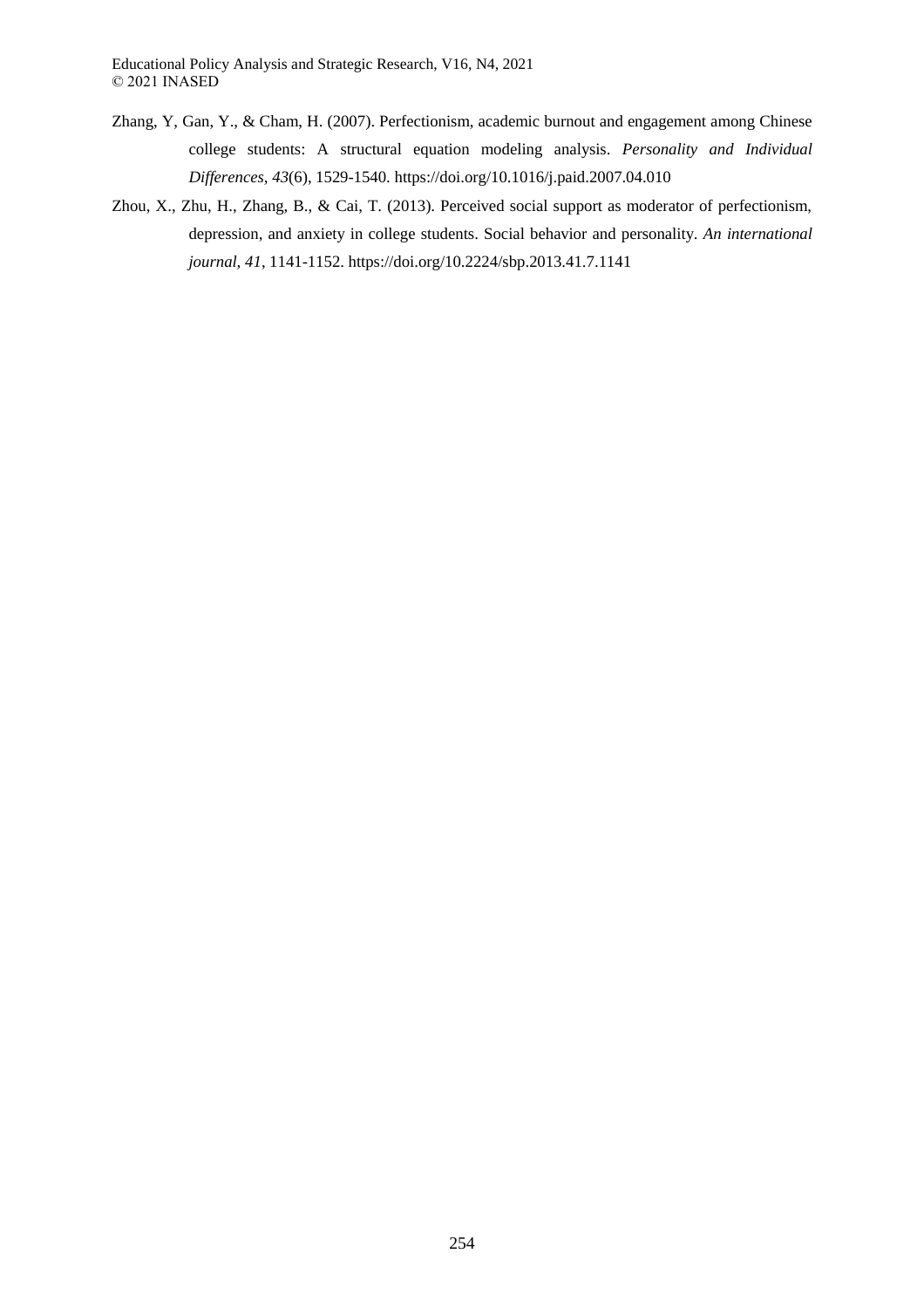Zhang, Y, Gan, Y., & Cham, H. (2007). Perfectionism, academic burnout and engagement among Chinese college students: A structural equation modeling analysis. *Personality and Individual Differences, 43*(6), 1529-1540. https://doi.org/10.1016/j.paid.2007.04.010

Zhou, X., Zhu, H., Zhang, B., & Cai, T. (2013). Perceived social support as moderator of perfectionism, depression, and anxiety in college students. Social behavior and personality. *An international journal, 41*, 1141-1152. https://doi.org/10.2224/sbp.2013.41.7.1141